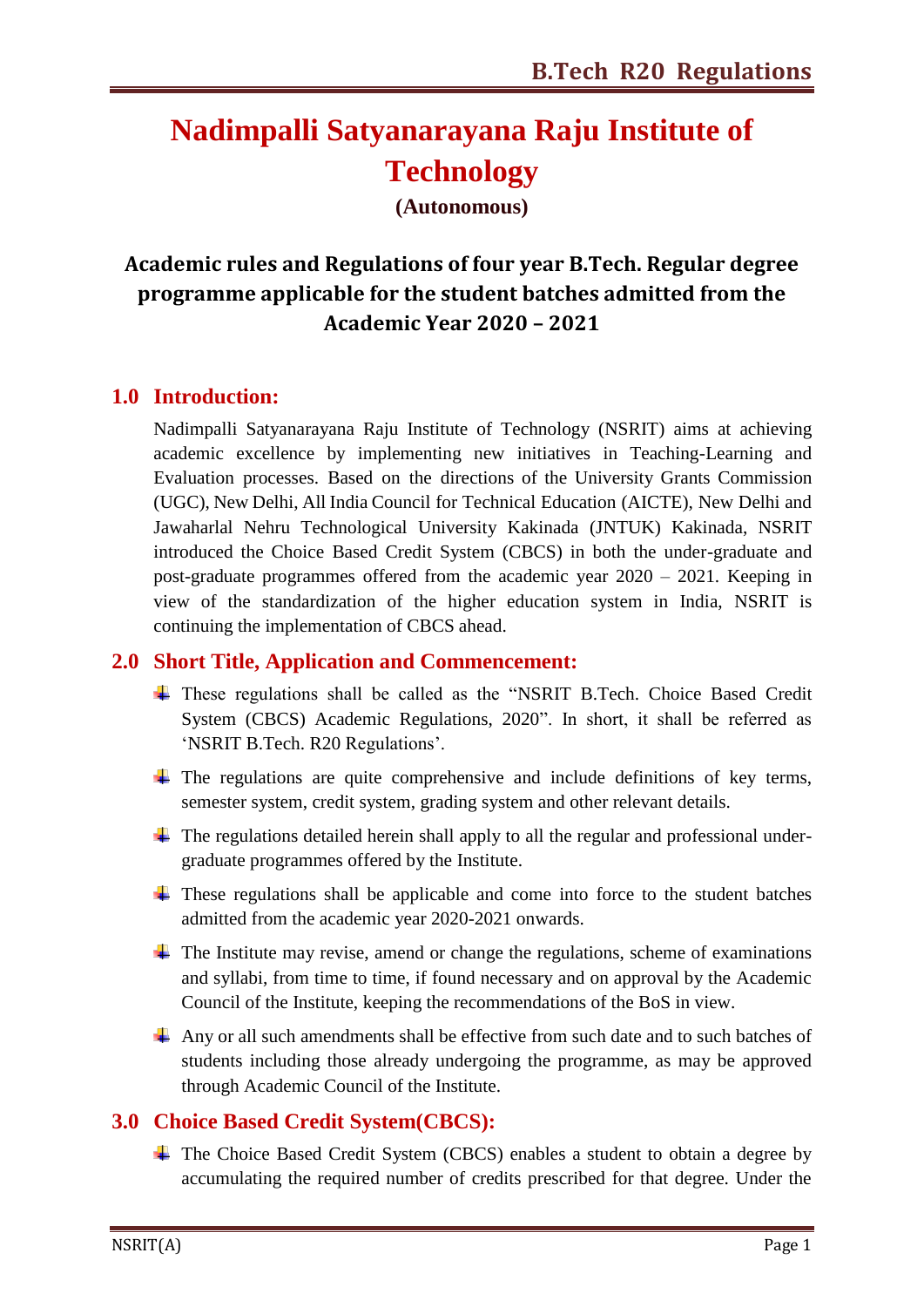# Nadimpalli Satyanarayana Raju Institute of Technology

**(Autonomous)**

## Academic rules and Regulations of four year B.Tech. Regular degree programme applicable for the student batches admitted from the Academic Year 2020 – 2021

## 1.0 Introduction:

Nadimpalli Satyanarayana Raju Institute of Technology (NSRIT) aims at achieving academic excellence by implementing new initiatives in Teaching-Learning and Evaluation processes. Based on the directions of the University Grants Commission (UGC), New Delhi, All India Council for Technical Education (AICTE), New Delhi and Jawaharlal Nehru Technological University Kakinada (JNTUK) Kakinada, NSRIT introduced the Choice Based Credit System (CBCS) in both the under-graduate and post-graduate programmes offered from the academic year 2020 – 2021. Keeping in view of the standardization of the higher education system in India, NSRIT is continuing the implementation of CBCS ahead.

## 2.0 Short Title, Application and Commencement:

- These regulations shall be called as the "NSRIT B.Tech. Choice Based Credit System (CBCS) Academic Regulations, 2020". In short, it shall be referred as 'NSRIT B.Tech. R20 Regulations'.
- The regulations are quite comprehensive and include definitions of key terms, semester system, credit system, grading system and other relevant details.
- The regulations detailed herein shall apply to all the regular and professional under-graduate programmes offered by the Institute.
- These regulations shall be applicable and come into force to the student batches admitted from the academic year 2020-2021 onwards.
- The Institute may revise, amend or change the regulations, scheme of examinations and syllabi, from time to time, if found necessary and on approval by the Academic Council of the Institute, keeping the recommendations of the BoS in view.
- Any or all such amendments shall be effective from such date and to such batches of students including those already undergoing the programme, as may be approved through Academic Council of the Institute.

## 3.0 Choice Based Credit System(CBCS):

- The Choice Based Credit System (CBCS) enables a student to obtain a degree by accumulating the required number of credits prescribed for that degree. Under the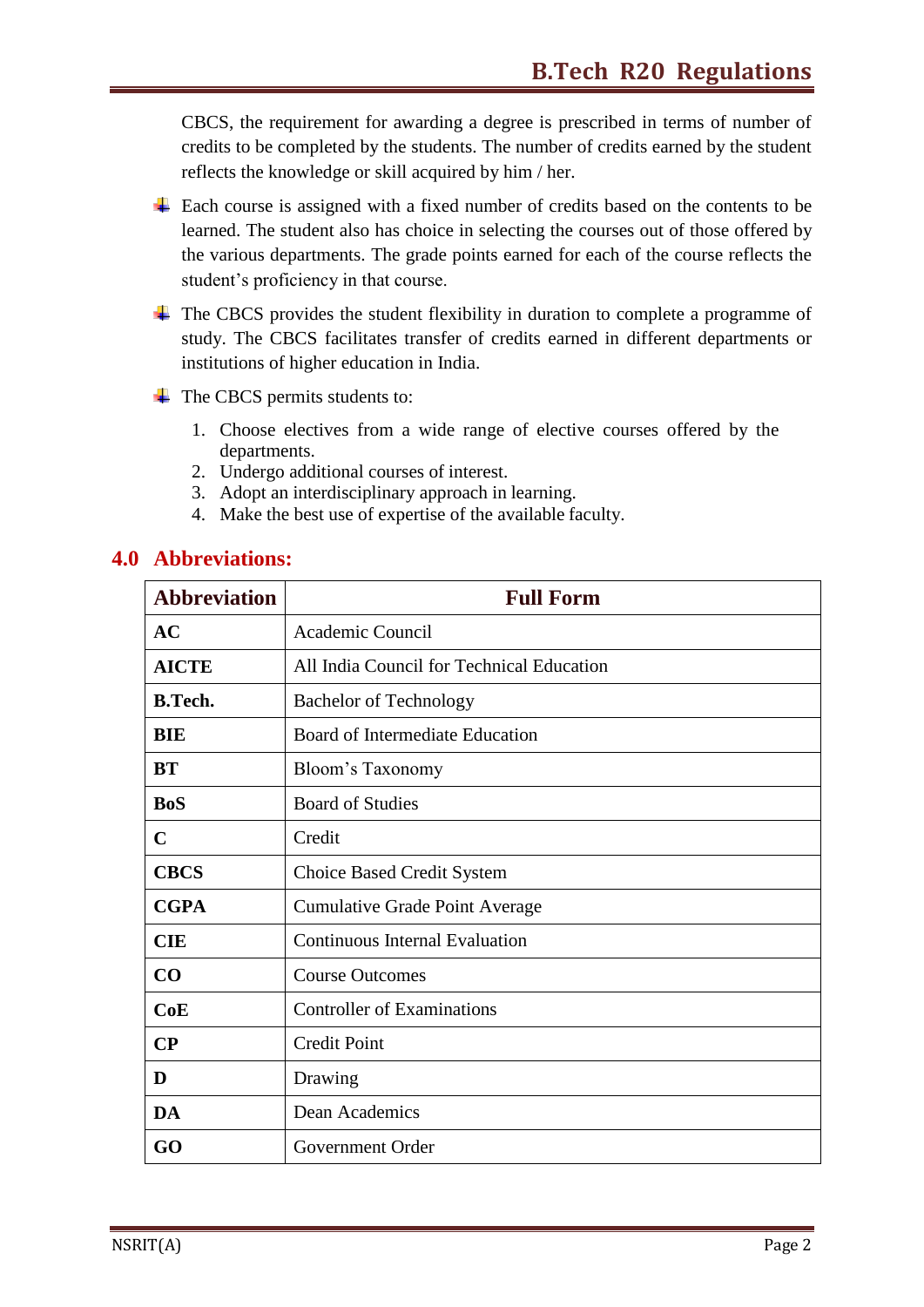CBCS, the requirement for awarding a degree is prescribed in terms of number of credits to be completed by the students. The number of credits earned by the student reflects the knowledge or skill acquired by him / her.

- Each course is assigned with a fixed number of credits based on the contents to be learned. The student also has choice in selecting the courses out of those offered by the various departments. The grade points earned for each of the course reflects the student's proficiency in that course.
- The CBCS provides the student flexibility in duration to complete a programme of study. The CBCS facilitates transfer of credits earned in different departments or institutions of higher education in India.
- The CBCS permits students to:
  1. Choose electives from a wide range of elective courses offered by the departments.
  2. Undergo additional courses of interest.
  3. Adopt an interdisciplinary approach in learning.
  4. Make the best use of expertise of the available faculty.

## 4.0 Abbreviations:

| Abbreviation | Full Form |
|---|---|
| **AC** | Academic Council |
| **AICTE** | All India Council for Technical Education |
| **B.Tech.** | Bachelor of Technology |
| **BIE** | Board of Intermediate Education |
| **BT** | Bloom's Taxonomy |
| **BoS** | Board of Studies |
| **C** | Credit |
| **CBCS** | Choice Based Credit System |
| **CGPA** | Cumulative Grade Point Average |
| **CIE** | Continuous Internal Evaluation |
| **CO** | Course Outcomes |
| **CoE** | Controller of Examinations |
| **CP** | Credit Point |
| **D** | Drawing |
| **DA** | Dean Academics |
| **GO** | Government Order |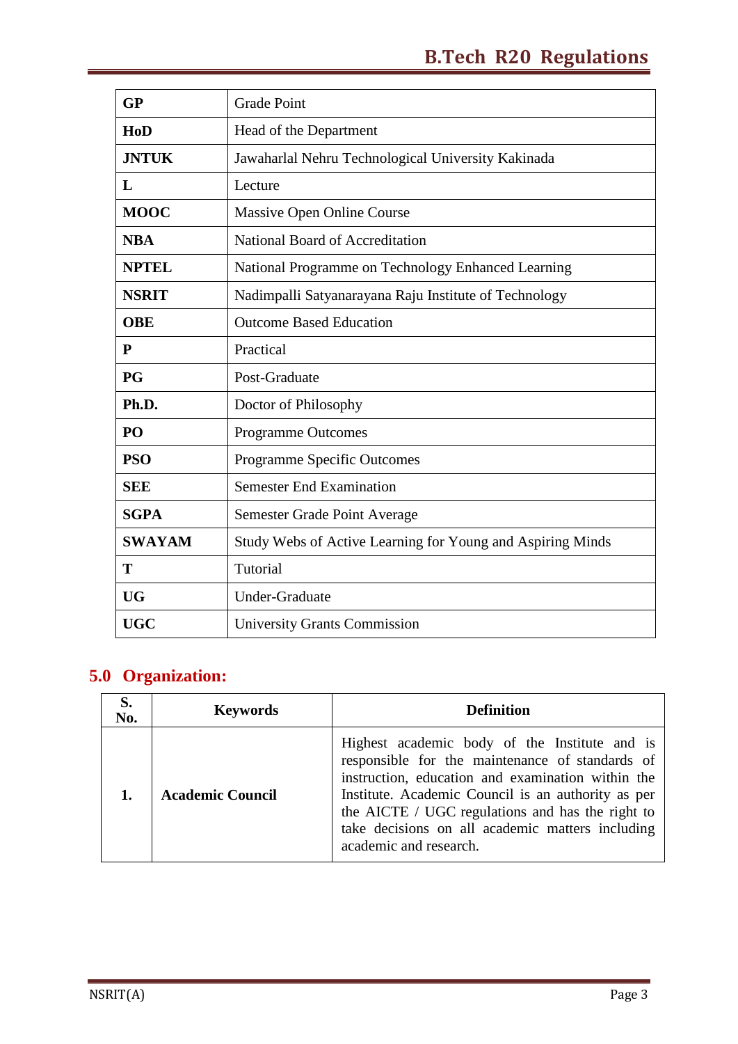| | |
|---|---|
| **GP** | Grade Point |
| **HoD** | Head of the Department |
| **JNTUK** | Jawaharlal Nehru Technological University Kakinada |
| **L** | Lecture |
| **MOOC** | Massive Open Online Course |
| **NBA** | National Board of Accreditation |
| **NPTEL** | National Programme on Technology Enhanced Learning |
| **NSRIT** | Nadimpalli Satyanarayana Raju Institute of Technology |
| **OBE** | Outcome Based Education |
| **P** | Practical |
| **PG** | Post-Graduate |
| **Ph.D.** | Doctor of Philosophy |
| **PO** | Programme Outcomes |
| **PSO** | Programme Specific Outcomes |
| **SEE** | Semester End Examination |
| **SGPA** | Semester Grade Point Average |
| **SWAYAM** | Study Webs of Active Learning for Young and Aspiring Minds |
| **T** | Tutorial |
| **UG** | Under-Graduate |
| **UGC** | University Grants Commission |

## 5.0 Organization:

| S. No. | Keywords | Definition |
|---|---|---|
| **1.** | **Academic Council** | Highest academic body of the Institute and is responsible for the maintenance of standards of instruction, education and examination within the Institute. Academic Council is an authority as per the AICTE / UGC regulations and has the right to take decisions on all academic matters including academic and research. |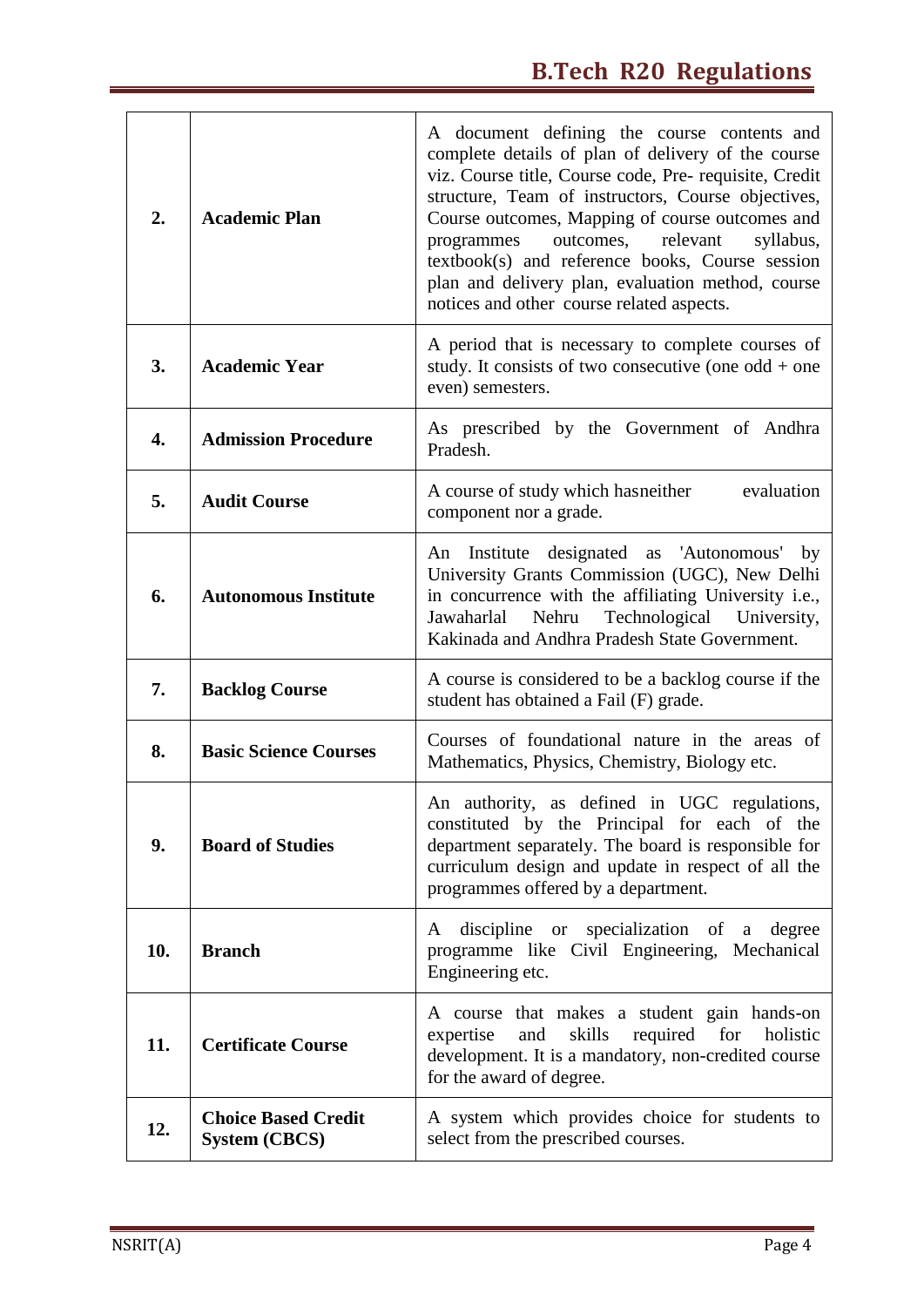| | | |
|---|---|---|
| **2.** | **Academic Plan** | A document defining the course contents and complete details of plan of delivery of the course viz. Course title, Course code, Pre- requisite, Credit structure, Team of instructors, Course objectives, Course outcomes, Mapping of course outcomes and programmes outcomes, relevant syllabus, textbook(s) and reference books, Course session plan and delivery plan, evaluation method, course notices and other course related aspects. |
| **3.** | **Academic Year** | A period that is necessary to complete courses of study. It consists of two consecutive (one odd + one even) semesters. |
| **4.** | **Admission Procedure** | As prescribed by the Government of Andhra Pradesh. |
| **5.** | **Audit Course** | A course of study which hasneither evaluation component nor a grade. |
| **6.** | **Autonomous Institute** | An Institute designated as 'Autonomous' by University Grants Commission (UGC), New Delhi in concurrence with the affiliating University i.e., Jawaharlal Nehru Technological University, Kakinada and Andhra Pradesh State Government. |
| **7.** | **Backlog Course** | A course is considered to be a backlog course if the student has obtained a Fail (F) grade. |
| **8.** | **Basic Science Courses** | Courses of foundational nature in the areas of Mathematics, Physics, Chemistry, Biology etc. |
| **9.** | **Board of Studies** | An authority, as defined in UGC regulations, constituted by the Principal for each of the department separately. The board is responsible for curriculum design and update in respect of all the programmes offered by a department. |
| **10.** | **Branch** | A discipline or specialization of a degree programme like Civil Engineering, Mechanical Engineering etc. |
| **11.** | **Certificate Course** | A course that makes a student gain hands-on expertise and skills required for holistic development. It is a mandatory, non-credited course for the award of degree. |
| **12.** | **Choice Based Credit System (CBCS)** | A system which provides choice for students to select from the prescribed courses. |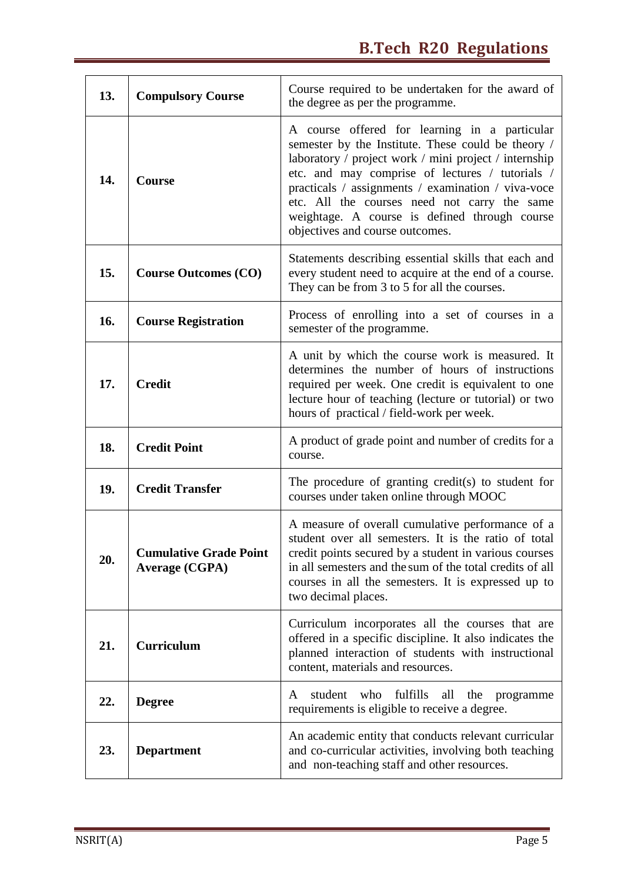| 13. | **Compulsory Course** | Course required to be undertaken for the award of the degree as per the programme. |
|---|---|---|
| 14. | **Course** | A course offered for learning in a particular semester by the Institute. These could be theory / laboratory / project work / mini project / internship etc. and may comprise of lectures / tutorials / practicals / assignments / examination / viva-voce etc. All the courses need not carry the same weightage. A course is defined through course objectives and course outcomes. |
| 15. | **Course Outcomes (CO)** | Statements describing essential skills that each and every student need to acquire at the end of a course. They can be from 3 to 5 for all the courses. |
| 16. | **Course Registration** | Process of enrolling into a set of courses in a semester of the programme. |
| 17. | **Credit** | A unit by which the course work is measured. It determines the number of hours of instructions required per week. One credit is equivalent to one lecture hour of teaching (lecture or tutorial) or two hours of practical / field-work per week. |
| 18. | **Credit Point** | A product of grade point and number of credits for a course. |
| 19. | **Credit Transfer** | The procedure of granting credit(s) to student for courses under taken online through MOOC |
| 20. | **Cumulative Grade Point Average (CGPA)** | A measure of overall cumulative performance of a student over all semesters. It is the ratio of total credit points secured by a student in various courses in all semesters and the sum of the total credits of all courses in all the semesters. It is expressed up to two decimal places. |
| 21. | **Curriculum** | Curriculum incorporates all the courses that are offered in a specific discipline. It also indicates the planned interaction of students with instructional content, materials and resources. |
| 22. | **Degree** | A student who fulfills all the programme requirements is eligible to receive a degree. |
| 23. | **Department** | An academic entity that conducts relevant curricular and co-curricular activities, involving both teaching and non-teaching staff and other resources. |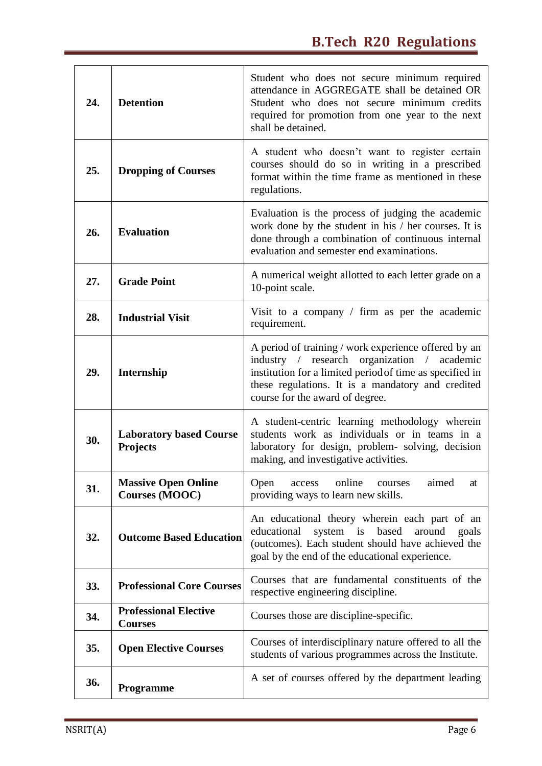| | | |
|---|---|---|
| 24. | **Detention** | Student who does not secure minimum required attendance in AGGREGATE shall be detained OR Student who does not secure minimum credits required for promotion from one year to the next shall be detained. |
| 25. | **Dropping of Courses** | A student who doesn't want to register certain courses should do so in writing in a prescribed format within the time frame as mentioned in these regulations. |
| 26. | **Evaluation** | Evaluation is the process of judging the academic work done by the student in his / her courses. It is done through a combination of continuous internal evaluation and semester end examinations. |
| 27. | **Grade Point** | A numerical weight allotted to each letter grade on a 10-point scale. |
| 28. | **Industrial Visit** | Visit to a company / firm as per the academic requirement. |
| 29. | **Internship** | A period of training / work experience offered by an industry / research organization / academic institution for a limited period of time as specified in these regulations. It is a mandatory and credited course for the award of degree. |
| 30. | **Laboratory based Course Projects** | A student-centric learning methodology wherein students work as individuals or in teams in a laboratory for design, problem- solving, decision making, and investigative activities. |
| 31. | **Massive Open Online Courses (MOOC)** | Open access online courses aimed at providing ways to learn new skills. |
| 32. | **Outcome Based Education** | An educational theory wherein each part of an educational system is based around goals (outcomes). Each student should have achieved the goal by the end of the educational experience. |
| 33. | **Professional Core Courses** | Courses that are fundamental constituents of the respective engineering discipline. |
| 34. | **Professional Elective Courses** | Courses those are discipline-specific. |
| 35. | **Open Elective Courses** | Courses of interdisciplinary nature offered to all the students of various programmes across the Institute. |
| 36. | **Programme** | A set of courses offered by the department leading |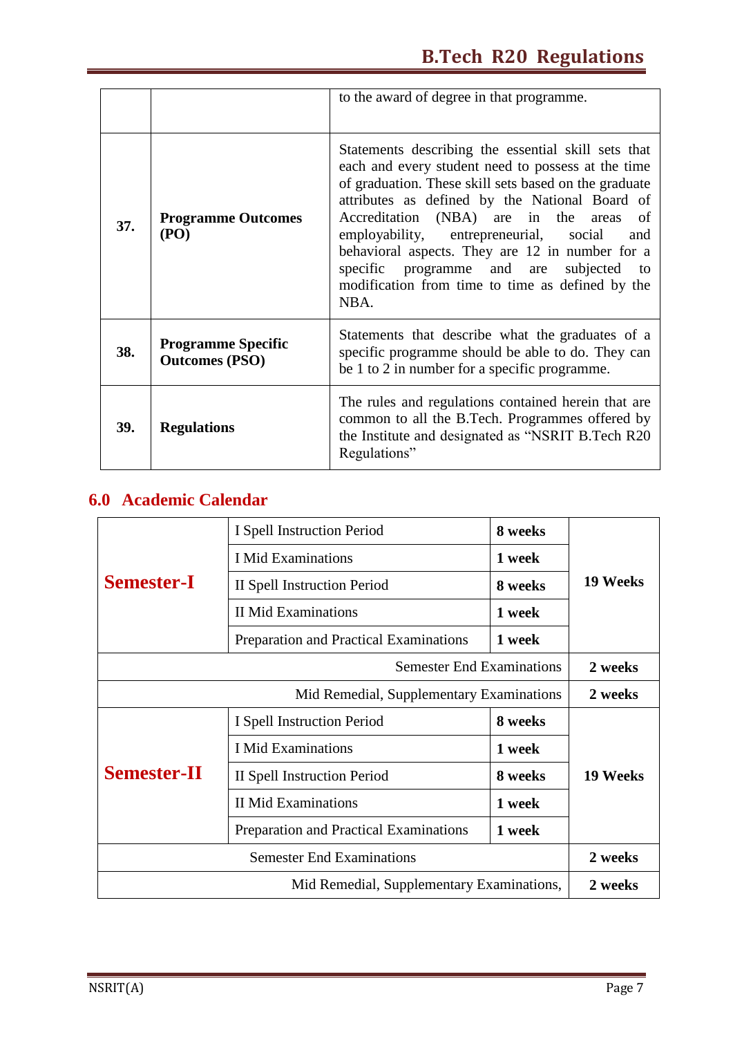| | | |
|---|---|---|
| | | to the award of degree in that programme. |
| **37.** | **Programme Outcomes (PO)** | Statements describing the essential skill sets that each and every student need to possess at the time of graduation. These skill sets based on the graduate attributes as defined by the National Board of Accreditation (NBA) are in the areas of employability, entrepreneurial, social and behavioral aspects. They are 12 in number for a specific programme and are subjected to modification from time to time as defined by the NBA. |
| **38.** | **Programme Specific Outcomes (PSO)** | Statements that describe what the graduates of a specific programme should be able to do. They can be 1 to 2 in number for a specific programme. |
| **39.** | **Regulations** | The rules and regulations contained herein that are common to all the B.Tech. Programmes offered by the Institute and designated as "NSRIT B.Tech R20 Regulations" |

## 6.0 Academic Calendar

| | | | |
|---|---|---|---|
| **Semester-I** | I Spell Instruction Period | **8 weeks** | **19 Weeks** |
| | I Mid Examinations | **1 week** | |
| | II Spell Instruction Period | **8 weeks** | |
| | II Mid Examinations | **1 week** | |
| | Preparation and Practical Examinations | **1 week** | |
| | | Semester End Examinations | **2 weeks** |
| | | Mid Remedial, Supplementary Examinations | **2 weeks** |
| **Semester-II** | I Spell Instruction Period | **8 weeks** | **19 Weeks** |
| | I Mid Examinations | **1 week** | |
| | II Spell Instruction Period | **8 weeks** | |
| | II Mid Examinations | **1 week** | |
| | Preparation and Practical Examinations | **1 week** | |
| | | Semester End Examinations | **2 weeks** |
| | | Mid Remedial, Supplementary Examinations, | **2 weeks** |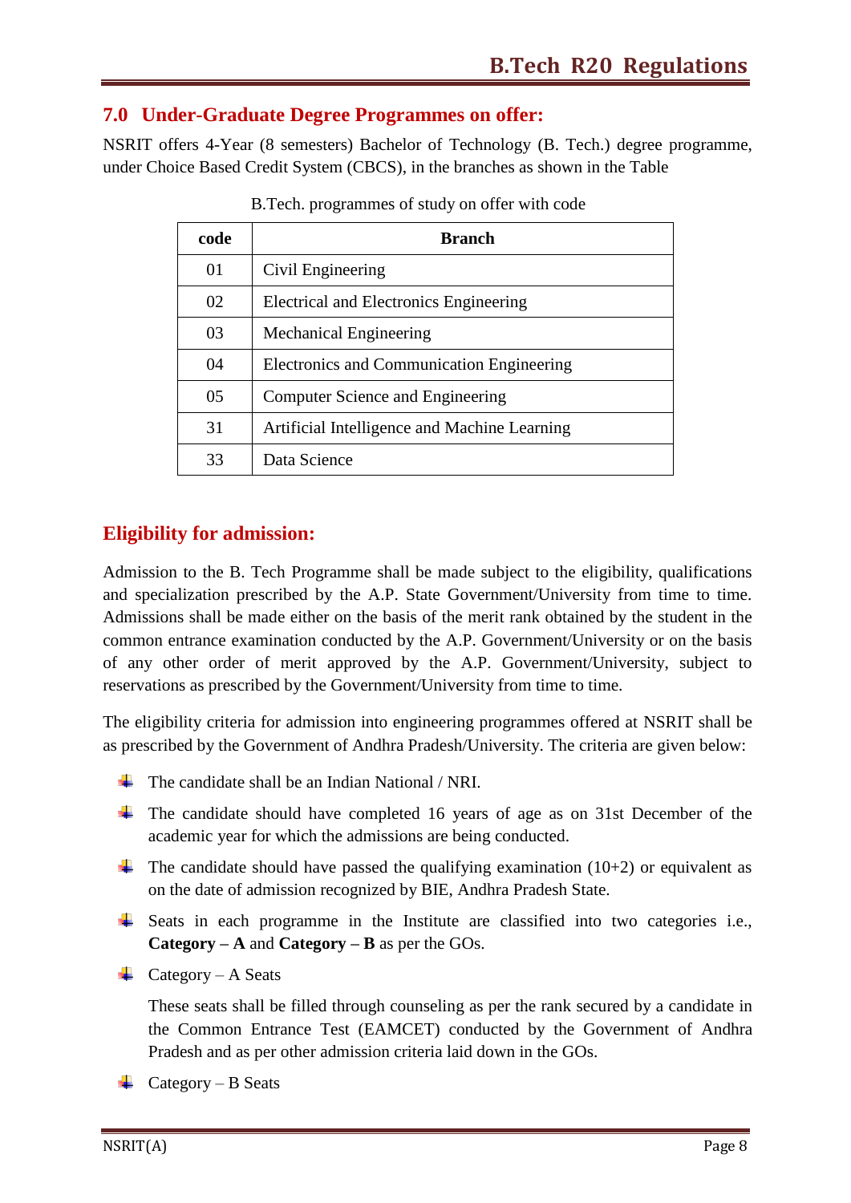## 7.0 Under-Graduate Degree Programmes on offer:

NSRIT offers 4-Year (8 semesters) Bachelor of Technology (B. Tech.) degree programme, under Choice Based Credit System (CBCS), in the branches as shown in the Table

B.Tech. programmes of study on offer with code

| code | Branch |
|---|---|
| 01 | Civil Engineering |
| 02 | Electrical and Electronics Engineering |
| 03 | Mechanical Engineering |
| 04 | Electronics and Communication Engineering |
| 05 | Computer Science and Engineering |
| 31 | Artificial Intelligence and Machine Learning |
| 33 | Data Science |

## Eligibility for admission:

Admission to the B. Tech Programme shall be made subject to the eligibility, qualifications and specialization prescribed by the A.P. State Government/University from time to time. Admissions shall be made either on the basis of the merit rank obtained by the student in the common entrance examination conducted by the A.P. Government/University or on the basis of any other order of merit approved by the A.P. Government/University, subject to reservations as prescribed by the Government/University from time to time.

The eligibility criteria for admission into engineering programmes offered at NSRIT shall be as prescribed by the Government of Andhra Pradesh/University. The criteria are given below:

- The candidate shall be an Indian National / NRI.
- The candidate should have completed 16 years of age as on 31st December of the academic year for which the admissions are being conducted.
- The candidate should have passed the qualifying examination (10+2) or equivalent as on the date of admission recognized by BIE, Andhra Pradesh State.
- Seats in each programme in the Institute are classified into two categories i.e., **Category – A** and **Category – B** as per the GOs.
- Category – A Seats

  These seats shall be filled through counseling as per the rank secured by a candidate in the Common Entrance Test (EAMCET) conducted by the Government of Andhra Pradesh and as per other admission criteria laid down in the GOs.
- Category – B Seats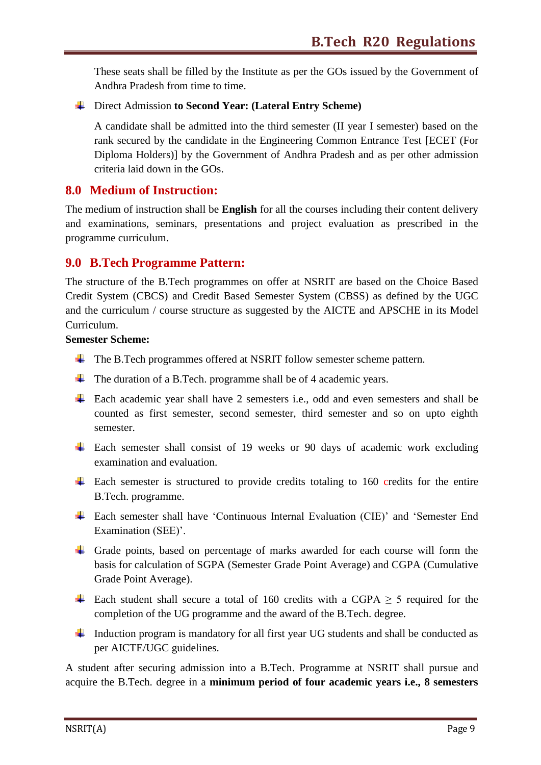These seats shall be filled by the Institute as per the GOs issued by the Government of Andhra Pradesh from time to time.

- Direct Admission **to Second Year: (Lateral Entry Scheme)**

  A candidate shall be admitted into the third semester (II year I semester) based on the rank secured by the candidate in the Engineering Common Entrance Test [ECET (For Diploma Holders)] by the Government of Andhra Pradesh and as per other admission criteria laid down in the GOs.

## 8.0 Medium of Instruction:

The medium of instruction shall be **English** for all the courses including their content delivery and examinations, seminars, presentations and project evaluation as prescribed in the programme curriculum.

## 9.0 B.Tech Programme Pattern:

The structure of the B.Tech programmes on offer at NSRIT are based on the Choice Based Credit System (CBCS) and Credit Based Semester System (CBSS) as defined by the UGC and the curriculum / course structure as suggested by the AICTE and APSCHE in its Model Curriculum.

**Semester Scheme:**

- The B.Tech programmes offered at NSRIT follow semester scheme pattern.
- The duration of a B.Tech. programme shall be of 4 academic years.
- Each academic year shall have 2 semesters i.e., odd and even semesters and shall be counted as first semester, second semester, third semester and so on upto eighth semester.
- Each semester shall consist of 19 weeks or 90 days of academic work excluding examination and evaluation.
- Each semester is structured to provide credits totaling to 160 credits for the entire B.Tech. programme.
- Each semester shall have 'Continuous Internal Evaluation (CIE)' and 'Semester End Examination (SEE)'.
- Grade points, based on percentage of marks awarded for each course will form the basis for calculation of SGPA (Semester Grade Point Average) and CGPA (Cumulative Grade Point Average).
- Each student shall secure a total of 160 credits with a CGPA $\geq$ 5 required for the completion of the UG programme and the award of the B.Tech. degree.
- Induction program is mandatory for all first year UG students and shall be conducted as per AICTE/UGC guidelines.

A student after securing admission into a B.Tech. Programme at NSRIT shall pursue and acquire the B.Tech. degree in a **minimum period of four academic years i.e., 8 semesters**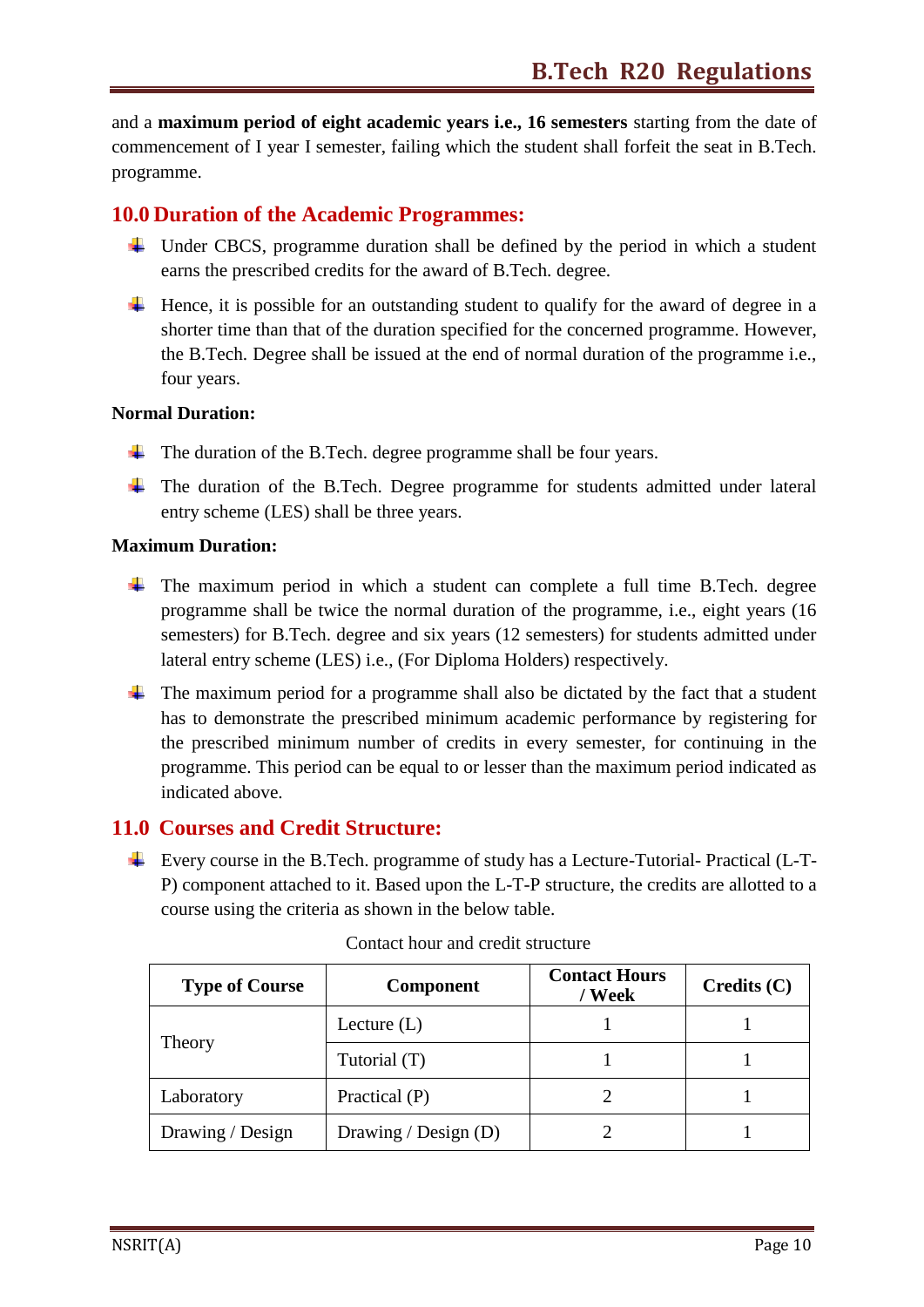and a **maximum period of eight academic years i.e., 16 semesters** starting from the date of commencement of I year I semester, failing which the student shall forfeit the seat in B.Tech. programme.

## 10.0 Duration of the Academic Programmes:

- Under CBCS, programme duration shall be defined by the period in which a student earns the prescribed credits for the award of B.Tech. degree.
- Hence, it is possible for an outstanding student to qualify for the award of degree in a shorter time than that of the duration specified for the concerned programme. However, the B.Tech. Degree shall be issued at the end of normal duration of the programme i.e., four years.

**Normal Duration:**

- The duration of the B.Tech. degree programme shall be four years.
- The duration of the B.Tech. Degree programme for students admitted under lateral entry scheme (LES) shall be three years.

**Maximum Duration:**

- The maximum period in which a student can complete a full time B.Tech. degree programme shall be twice the normal duration of the programme, i.e., eight years (16 semesters) for B.Tech. degree and six years (12 semesters) for students admitted under lateral entry scheme (LES) i.e., (For Diploma Holders) respectively.
- The maximum period for a programme shall also be dictated by the fact that a student has to demonstrate the prescribed minimum academic performance by registering for the prescribed minimum number of credits in every semester, for continuing in the programme. This period can be equal to or lesser than the maximum period indicated as indicated above.

## 11.0 Courses and Credit Structure:

- Every course in the B.Tech. programme of study has a Lecture-Tutorial- Practical (L-T-P) component attached to it. Based upon the L-T-P structure, the credits are allotted to a course using the criteria as shown in the below table.

Contact hour and credit structure

| Type of Course | Component | Contact Hours / Week | Credits (C) |
|---|---|---|---|
| Theory | Lecture (L) | 1 | 1 |
| | Tutorial (T) | 1 | 1 |
| Laboratory | Practical (P) | 2 | 1 |
| Drawing / Design | Drawing / Design (D) | 2 | 1 |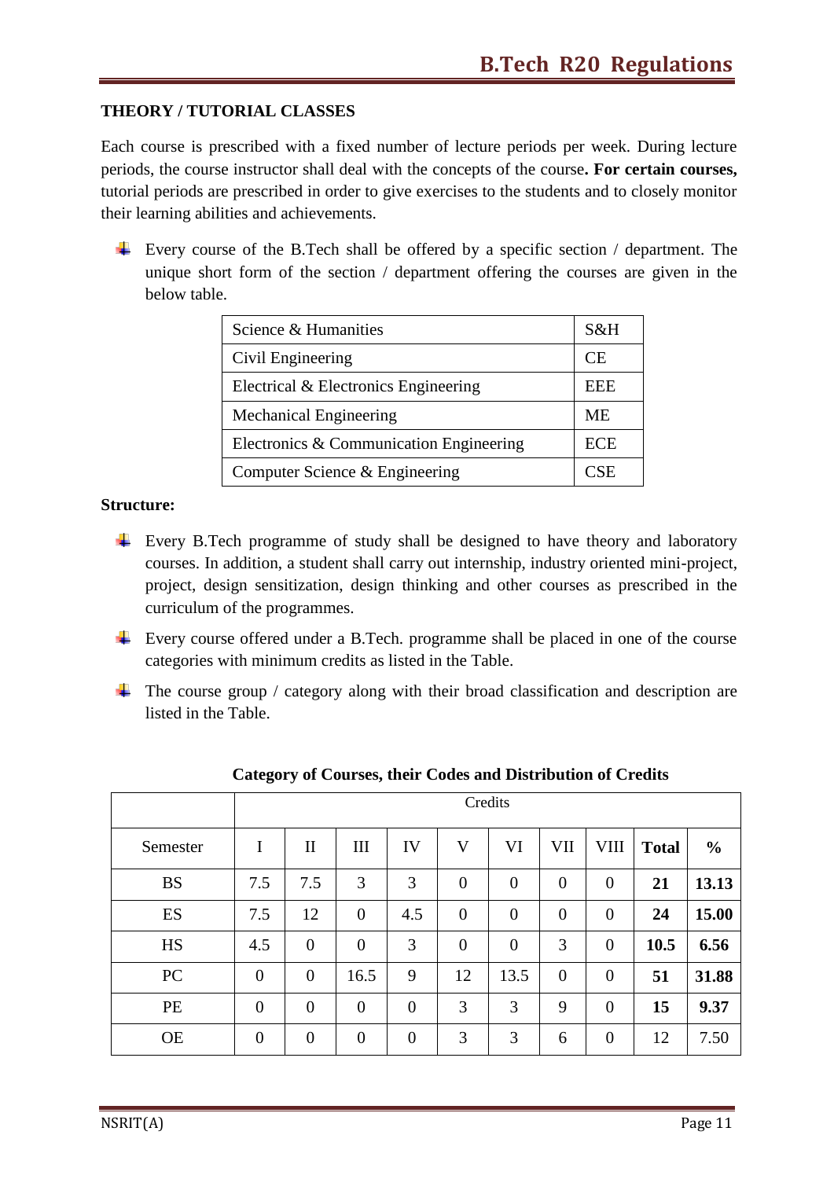## THEORY / TUTORIAL CLASSES

Each course is prescribed with a fixed number of lecture periods per week. During lecture periods, the course instructor shall deal with the concepts of the course**. For certain courses,** tutorial periods are prescribed in order to give exercises to the students and to closely monitor their learning abilities and achievements.

- Every course of the B.Tech shall be offered by a specific section / department. The unique short form of the section / department offering the courses are given in the below table.

| | |
|---|---|
| Science & Humanities | S&H |
| Civil Engineering | CE |
| Electrical & Electronics Engineering | EEE |
| Mechanical Engineering | ME |
| Electronics & Communication Engineering | ECE |
| Computer Science & Engineering | CSE |

**Structure:**

- Every B.Tech programme of study shall be designed to have theory and laboratory courses. In addition, a student shall carry out internship, industry oriented mini-project, project, design sensitization, design thinking and other courses as prescribed in the curriculum of the programmes.
- Every course offered under a B.Tech. programme shall be placed in one of the course categories with minimum credits as listed in the Table.
- The course group / category along with their broad classification and description are listed in the Table.

**Category of Courses, their Codes and Distribution of Credits**

| | Credits | | | | | | | | | |
|---|---|---|---|---|---|---|---|---|---|---|
| Semester | I | II | III | IV | V | VI | VII | VIII | **Total** | **%** |
| BS | 7.5 | 7.5 | 3 | 3 | 0 | 0 | 0 | 0 | **21** | **13.13** |
| ES | 7.5 | 12 | 0 | 4.5 | 0 | 0 | 0 | 0 | **24** | **15.00** |
| HS | 4.5 | 0 | 0 | 3 | 0 | 0 | 3 | 0 | **10.5** | **6.56** |
| PC | 0 | 0 | 16.5 | 9 | 12 | 13.5 | 0 | 0 | **51** | **31.88** |
| PE | 0 | 0 | 0 | 0 | 3 | 3 | 9 | 0 | **15** | **9.37** |
| OE | 0 | 0 | 0 | 0 | 3 | 3 | 6 | 0 | 12 | 7.50 |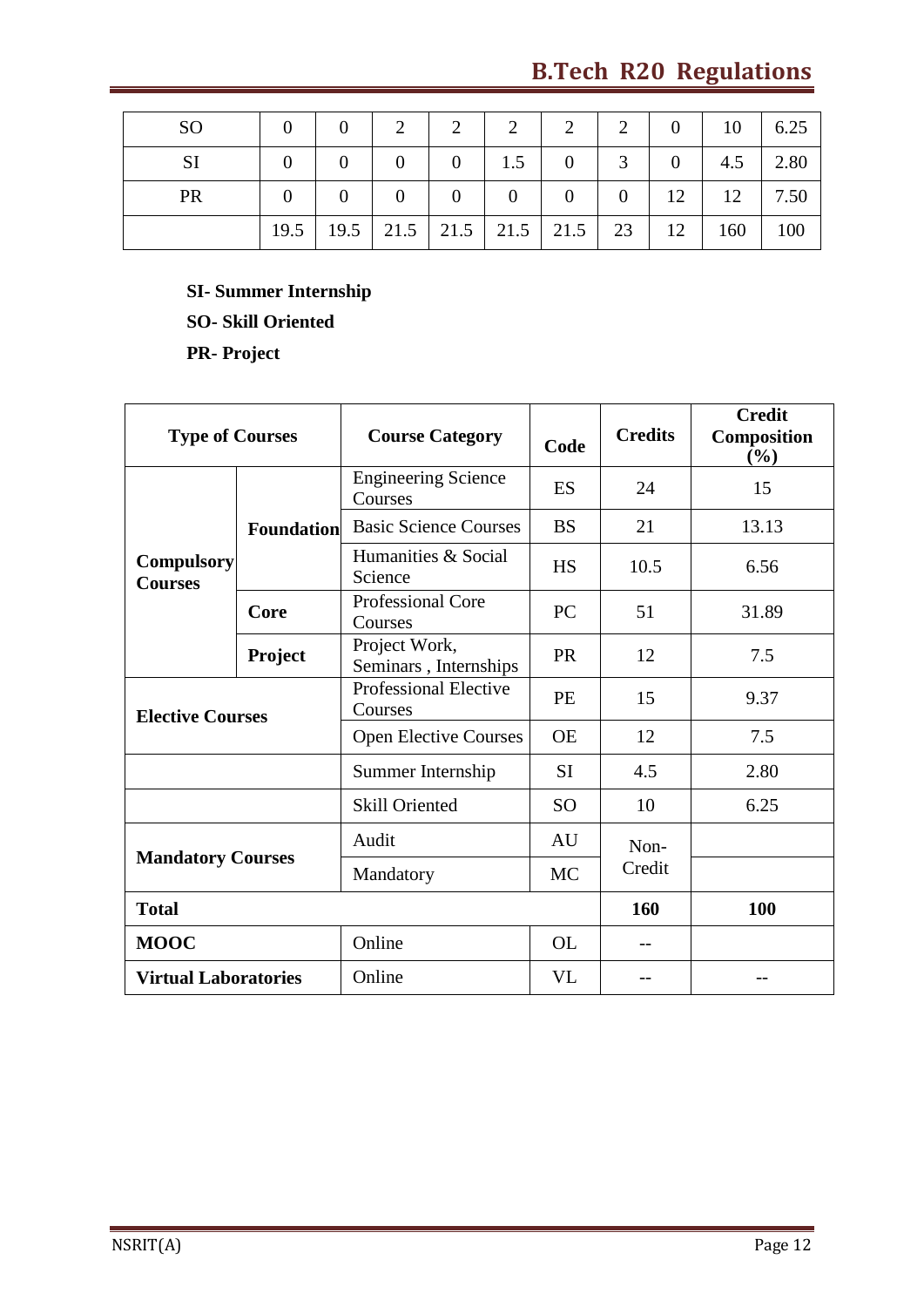| SO | 0 | 0 | 2 | 2 | 2 | 2 | 2 | 0 | 10 | 6.25 |
|---|---|---|---|---|---|---|---|---|---|---|
| SI | 0 | 0 | 0 | 0 | 1.5 | 0 | 3 | 0 | 4.5 | 2.80 |
| PR | 0 | 0 | 0 | 0 | 0 | 0 | 0 | 12 | 12 | 7.50 |
| | 19.5 | 19.5 | 21.5 | 21.5 | 21.5 | 21.5 | 23 | 12 | 160 | 100 |

**SI- Summer Internship**

**SO- Skill Oriented**

**PR- Project**

| Type of Courses | | Course Category | Code | Credits | Credit Composition (%) |
|---|---|---|---|---|---|
| Compulsory Courses | Foundation | Engineering Science Courses | ES | 24 | 15 |
| | | Basic Science Courses | BS | 21 | 13.13 |
| | | Humanities & Social Science | HS | 10.5 | 6.56 |
| | Core | Professional Core Courses | PC | 51 | 31.89 |
| | Project | Project Work, Seminars , Internships | PR | 12 | 7.5 |
| Elective Courses | | Professional Elective Courses | PE | 15 | 9.37 |
| | | Open Elective Courses | OE | 12 | 7.5 |
| | | Summer Internship | SI | 4.5 | 2.80 |
| | | Skill Oriented | SO | 10 | 6.25 |
| Mandatory Courses | | Audit | AU | Non-Credit | |
| | | Mandatory | MC | | |
| **Total** | | | | **160** | **100** |
| **MOOC** | | Online | OL | -- | |
| **Virtual Laboratories** | | Online | VL | -- | -- |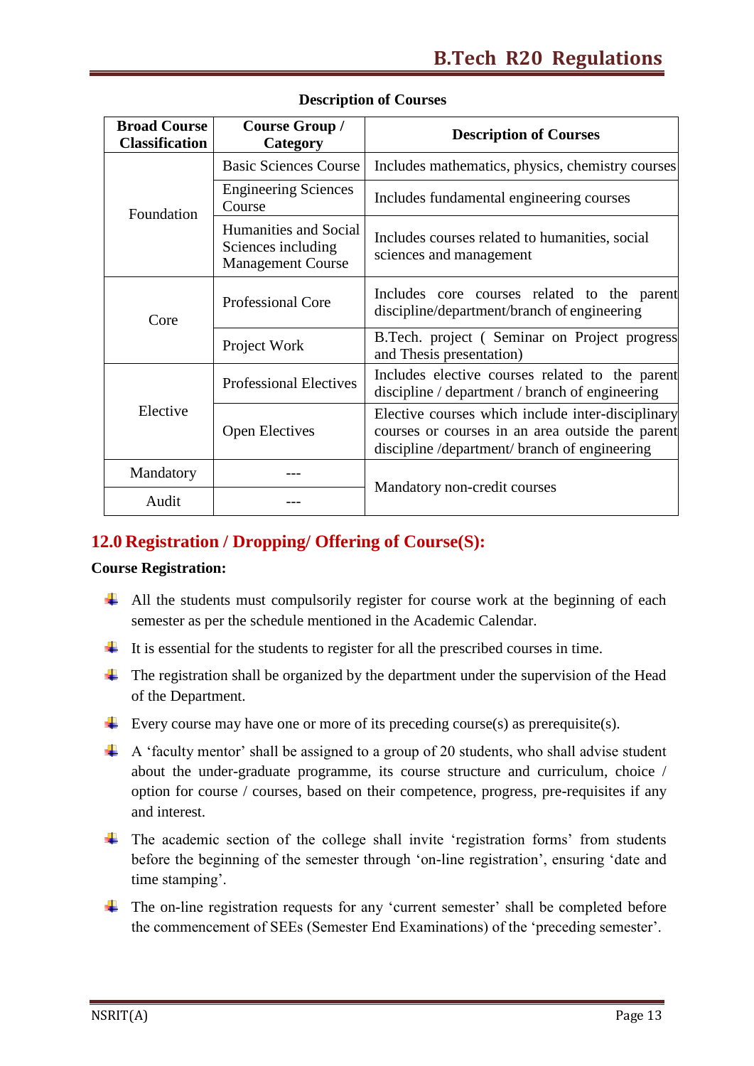**Description of Courses**

| Broad Course Classification | Course Group / Category | Description of Courses |
|---|---|---|
| Foundation | Basic Sciences Course | Includes mathematics, physics, chemistry courses |
| | Engineering Sciences Course | Includes fundamental engineering courses |
| | Humanities and Social Sciences including Management Course | Includes courses related to humanities, social sciences and management |
| Core | Professional Core | Includes core courses related to the parent discipline/department/branch of engineering |
| | Project Work | B.Tech. project ( Seminar on Project progress and Thesis presentation) |
| Elective | Professional Electives | Includes elective courses related to the parent discipline / department / branch of engineering |
| | Open Electives | Elective courses which include inter-disciplinary courses or courses in an area outside the parent discipline /department/ branch of engineering |
| Mandatory | --- | Mandatory non-credit courses |
| Audit | --- | |

## 12.0 Registration / Dropping/ Offering of Course(S):

**Course Registration:**

- All the students must compulsorily register for course work at the beginning of each semester as per the schedule mentioned in the Academic Calendar.
- It is essential for the students to register for all the prescribed courses in time.
- The registration shall be organized by the department under the supervision of the Head of the Department.
- Every course may have one or more of its preceding course(s) as prerequisite(s).
- A 'faculty mentor' shall be assigned to a group of 20 students, who shall advise student about the under-graduate programme, its course structure and curriculum, choice / option for course / courses, based on their competence, progress, pre-requisites if any and interest.
- The academic section of the college shall invite 'registration forms' from students before the beginning of the semester through 'on-line registration', ensuring 'date and time stamping'.
- The on-line registration requests for any 'current semester' shall be completed before the commencement of SEEs (Semester End Examinations) of the 'preceding semester'.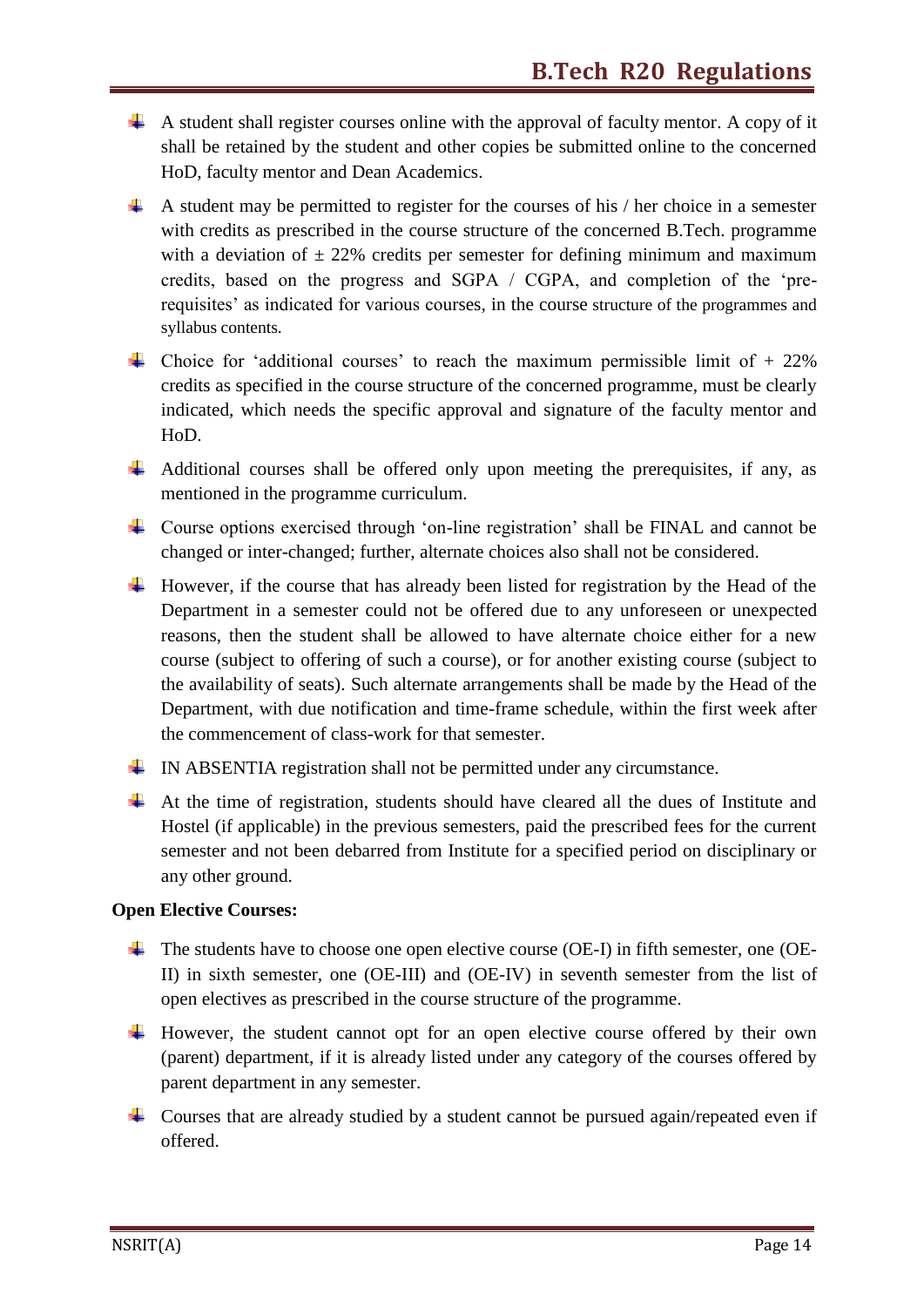- A student shall register courses online with the approval of faculty mentor. A copy of it shall be retained by the student and other copies be submitted online to the concerned HoD, faculty mentor and Dean Academics.
- A student may be permitted to register for the courses of his / her choice in a semester with credits as prescribed in the course structure of the concerned B.Tech. programme with a deviation of ± 22% credits per semester for defining minimum and maximum credits, based on the progress and SGPA / CGPA, and completion of the 'pre-requisites' as indicated for various courses, in the course structure of the programmes and syllabus contents.
- Choice for 'additional courses' to reach the maximum permissible limit of + 22% credits as specified in the course structure of the concerned programme, must be clearly indicated, which needs the specific approval and signature of the faculty mentor and HoD.
- Additional courses shall be offered only upon meeting the prerequisites, if any, as mentioned in the programme curriculum.
- Course options exercised through 'on-line registration' shall be FINAL and cannot be changed or inter-changed; further, alternate choices also shall not be considered.
- However, if the course that has already been listed for registration by the Head of the Department in a semester could not be offered due to any unforeseen or unexpected reasons, then the student shall be allowed to have alternate choice either for a new course (subject to offering of such a course), or for another existing course (subject to the availability of seats). Such alternate arrangements shall be made by the Head of the Department, with due notification and time-frame schedule, within the first week after the commencement of class-work for that semester.
- IN ABSENTIA registration shall not be permitted under any circumstance.
- At the time of registration, students should have cleared all the dues of Institute and Hostel (if applicable) in the previous semesters, paid the prescribed fees for the current semester and not been debarred from Institute for a specified period on disciplinary or any other ground.

**Open Elective Courses:**

- The students have to choose one open elective course (OE-I) in fifth semester, one (OE-II) in sixth semester, one (OE-III) and (OE-IV) in seventh semester from the list of open electives as prescribed in the course structure of the programme.
- However, the student cannot opt for an open elective course offered by their own (parent) department, if it is already listed under any category of the courses offered by parent department in any semester.
- Courses that are already studied by a student cannot be pursued again/repeated even if offered.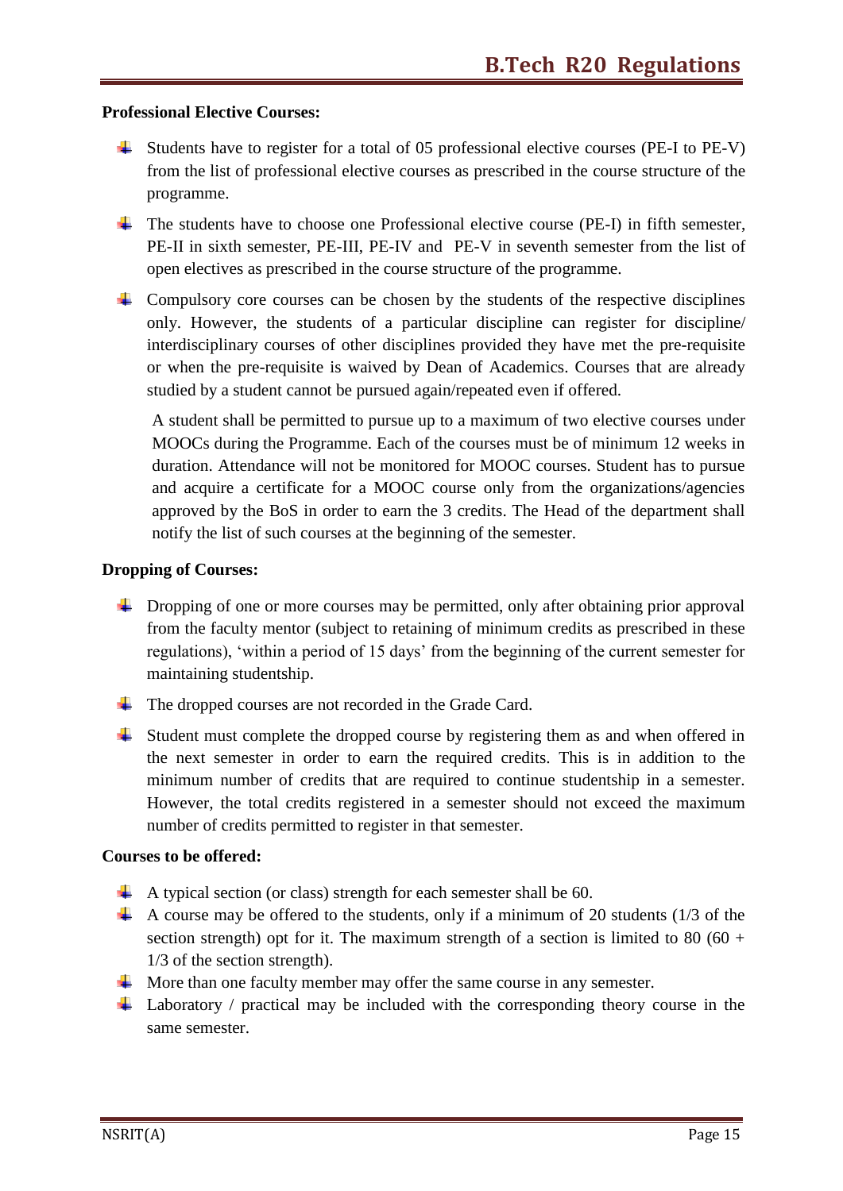**Professional Elective Courses:**

- Students have to register for a total of 05 professional elective courses (PE-I to PE-V) from the list of professional elective courses as prescribed in the course structure of the programme.
- The students have to choose one Professional elective course (PE-I) in fifth semester, PE-II in sixth semester, PE-III, PE-IV and PE-V in seventh semester from the list of open electives as prescribed in the course structure of the programme.
- Compulsory core courses can be chosen by the students of the respective disciplines only. However, the students of a particular discipline can register for discipline/ interdisciplinary courses of other disciplines provided they have met the pre-requisite or when the pre-requisite is waived by Dean of Academics. Courses that are already studied by a student cannot be pursued again/repeated even if offered.

  A student shall be permitted to pursue up to a maximum of two elective courses under MOOCs during the Programme. Each of the courses must be of minimum 12 weeks in duration. Attendance will not be monitored for MOOC courses. Student has to pursue and acquire a certificate for a MOOC course only from the organizations/agencies approved by the BoS in order to earn the 3 credits. The Head of the department shall notify the list of such courses at the beginning of the semester.

**Dropping of Courses:**

- Dropping of one or more courses may be permitted, only after obtaining prior approval from the faculty mentor (subject to retaining of minimum credits as prescribed in these regulations), 'within a period of 15 days' from the beginning of the current semester for maintaining studentship.
- The dropped courses are not recorded in the Grade Card.
- Student must complete the dropped course by registering them as and when offered in the next semester in order to earn the required credits. This is in addition to the minimum number of credits that are required to continue studentship in a semester. However, the total credits registered in a semester should not exceed the maximum number of credits permitted to register in that semester.

**Courses to be offered:**

- A typical section (or class) strength for each semester shall be 60.
- A course may be offered to the students, only if a minimum of 20 students (1/3 of the section strength) opt for it. The maximum strength of a section is limited to 80 (60 + 1/3 of the section strength).
- More than one faculty member may offer the same course in any semester.
- Laboratory / practical may be included with the corresponding theory course in the same semester.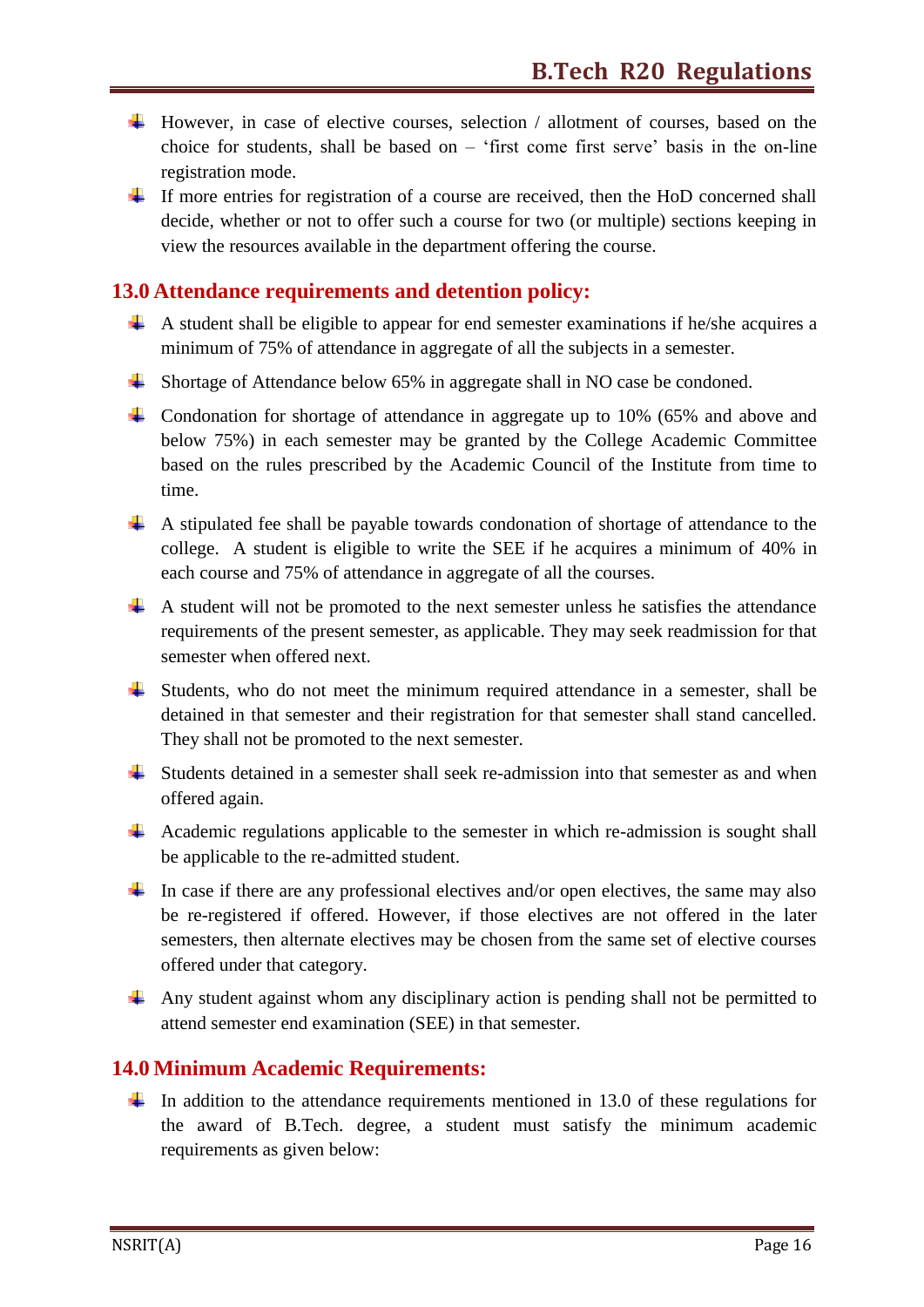- However, in case of elective courses, selection / allotment of courses, based on the choice for students, shall be based on – 'first come first serve' basis in the on-line registration mode.
- If more entries for registration of a course are received, then the HoD concerned shall decide, whether or not to offer such a course for two (or multiple) sections keeping in view the resources available in the department offering the course.

## 13.0 Attendance requirements and detention policy:

- A student shall be eligible to appear for end semester examinations if he/she acquires a minimum of 75% of attendance in aggregate of all the subjects in a semester.
- Shortage of Attendance below 65% in aggregate shall in NO case be condoned.
- Condonation for shortage of attendance in aggregate up to 10% (65% and above and below 75%) in each semester may be granted by the College Academic Committee based on the rules prescribed by the Academic Council of the Institute from time to time.
- A stipulated fee shall be payable towards condonation of shortage of attendance to the college. A student is eligible to write the SEE if he acquires a minimum of 40% in each course and 75% of attendance in aggregate of all the courses.
- A student will not be promoted to the next semester unless he satisfies the attendance requirements of the present semester, as applicable. They may seek readmission for that semester when offered next.
- Students, who do not meet the minimum required attendance in a semester, shall be detained in that semester and their registration for that semester shall stand cancelled. They shall not be promoted to the next semester.
- Students detained in a semester shall seek re-admission into that semester as and when offered again.
- Academic regulations applicable to the semester in which re-admission is sought shall be applicable to the re-admitted student.
- In case if there are any professional electives and/or open electives, the same may also be re-registered if offered. However, if those electives are not offered in the later semesters, then alternate electives may be chosen from the same set of elective courses offered under that category.
- Any student against whom any disciplinary action is pending shall not be permitted to attend semester end examination (SEE) in that semester.

## 14.0 Minimum Academic Requirements:

- In addition to the attendance requirements mentioned in 13.0 of these regulations for the award of B.Tech. degree, a student must satisfy the minimum academic requirements as given below: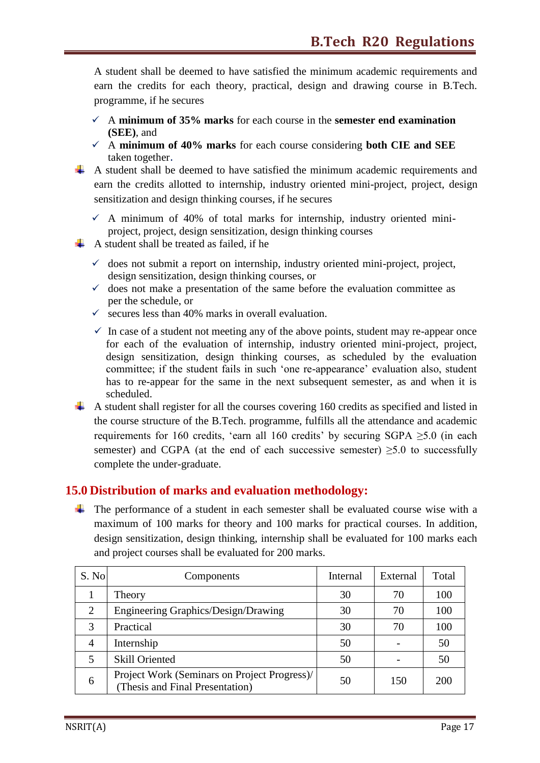A student shall be deemed to have satisfied the minimum academic requirements and earn the credits for each theory, practical, design and drawing course in B.Tech. programme, if he secures

- ✓ A **minimum of 35% marks** for each course in the **semester end examination (SEE)**, and
- ✓ A **minimum of 40% marks** for each course considering **both CIE and SEE** taken together.

- A student shall be deemed to have satisfied the minimum academic requirements and earn the credits allotted to internship, industry oriented mini-project, project, design sensitization and design thinking courses, if he secures
  - ✓ A minimum of 40% of total marks for internship, industry oriented mini-project, project, design sensitization, design thinking courses
- A student shall be treated as failed, if he
  - ✓ does not submit a report on internship, industry oriented mini-project, project, design sensitization, design thinking courses, or
  - ✓ does not make a presentation of the same before the evaluation committee as per the schedule, or
  - ✓ secures less than 40% marks in overall evaluation.
  - ✓ In case of a student not meeting any of the above points, student may re-appear once for each of the evaluation of internship, industry oriented mini-project, project, design sensitization, design thinking courses, as scheduled by the evaluation committee; if the student fails in such 'one re-appearance' evaluation also, student has to re-appear for the same in the next subsequent semester, as and when it is scheduled.
- A student shall register for all the courses covering 160 credits as specified and listed in the course structure of the B.Tech. programme, fulfills all the attendance and academic requirements for 160 credits, 'earn all 160 credits' by securing SGPA $\geq$5.0 (in each semester) and CGPA (at the end of each successive semester) $\geq$5.0 to successfully complete the under-graduate.

## 15.0 Distribution of marks and evaluation methodology:

- The performance of a student in each semester shall be evaluated course wise with a maximum of 100 marks for theory and 100 marks for practical courses. In addition, design sensitization, design thinking, internship shall be evaluated for 100 marks each and project courses shall be evaluated for 200 marks.

| S. No | Components | Internal | External | Total |
|---|---|---|---|---|
| 1 | Theory | 30 | 70 | 100 |
| 2 | Engineering Graphics/Design/Drawing | 30 | 70 | 100 |
| 3 | Practical | 30 | 70 | 100 |
| 4 | Internship | 50 | - | 50 |
| 5 | Skill Oriented | 50 | - | 50 |
| 6 | Project Work (Seminars on Project Progress)/ (Thesis and Final Presentation) | 50 | 150 | 200 |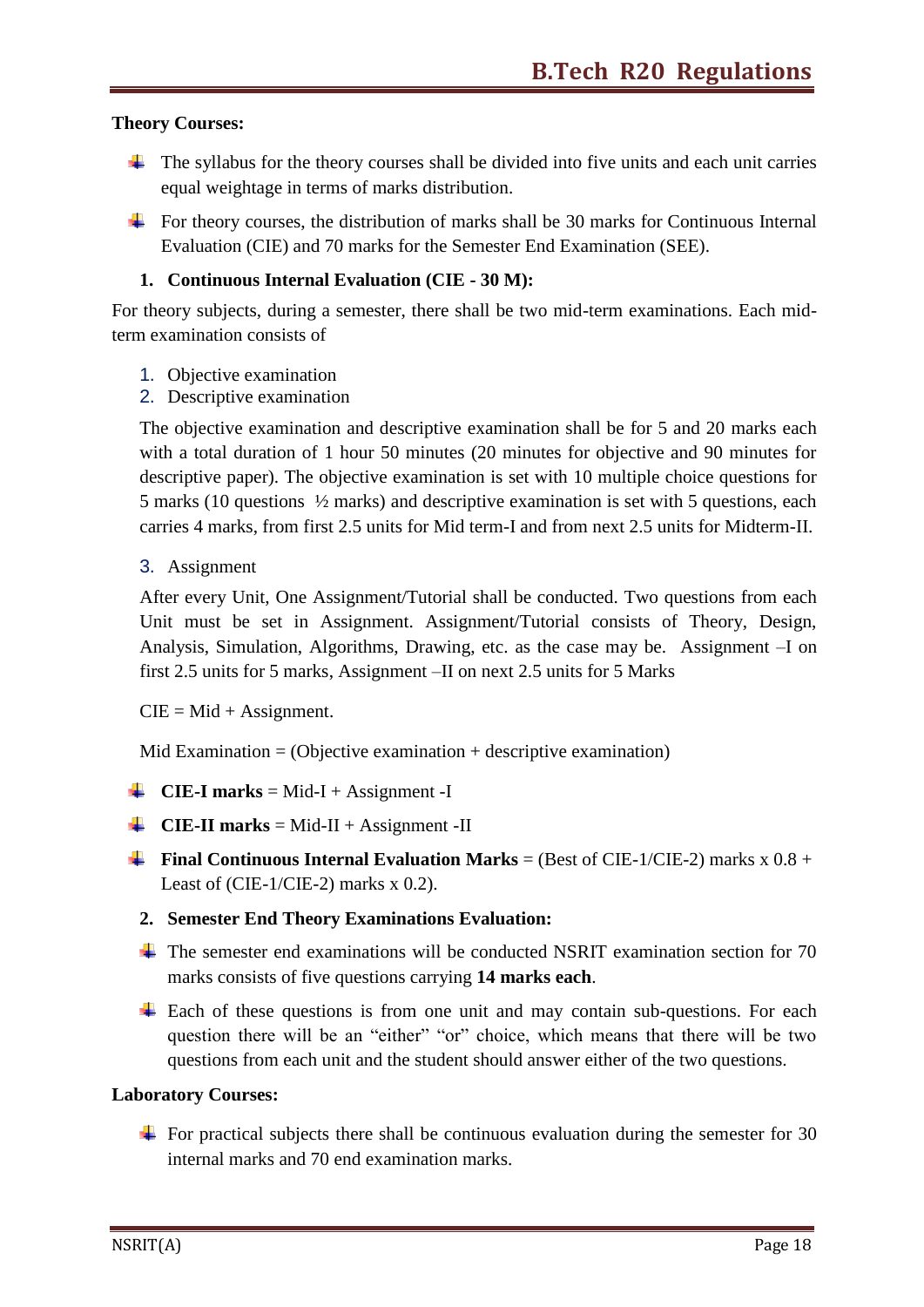**Theory Courses:**

- The syllabus for the theory courses shall be divided into five units and each unit carries equal weightage in terms of marks distribution.
- For theory courses, the distribution of marks shall be 30 marks for Continuous Internal Evaluation (CIE) and 70 marks for the Semester End Examination (SEE).

**1. Continuous Internal Evaluation (CIE - 30 M):**

For theory subjects, during a semester, there shall be two mid-term examinations. Each mid-term examination consists of

1. Objective examination
2. Descriptive examination

The objective examination and descriptive examination shall be for 5 and 20 marks each with a total duration of 1 hour 50 minutes (20 minutes for objective and 90 minutes for descriptive paper). The objective examination is set with 10 multiple choice questions for 5 marks (10 questions ½ marks) and descriptive examination is set with 5 questions, each carries 4 marks, from first 2.5 units for Mid term-I and from next 2.5 units for Midterm-II.

3. Assignment

After every Unit, One Assignment/Tutorial shall be conducted. Two questions from each Unit must be set in Assignment. Assignment/Tutorial consists of Theory, Design, Analysis, Simulation, Algorithms, Drawing, etc. as the case may be. Assignment –I on first 2.5 units for 5 marks, Assignment –II on next 2.5 units for 5 Marks

CIE = Mid + Assignment.

Mid Examination = (Objective examination + descriptive examination)

- **CIE-I marks** = Mid-I + Assignment -I
- **CIE-II marks** = Mid-II + Assignment -II
- **Final Continuous Internal Evaluation Marks** = (Best of CIE-1/CIE-2) marks x 0.8 + Least of (CIE-1/CIE-2) marks x 0.2).

**2. Semester End Theory Examinations Evaluation:**

- The semester end examinations will be conducted NSRIT examination section for 70 marks consists of five questions carrying **14 marks each**.
- Each of these questions is from one unit and may contain sub-questions. For each question there will be an "either" "or" choice, which means that there will be two questions from each unit and the student should answer either of the two questions.

**Laboratory Courses:**

- For practical subjects there shall be continuous evaluation during the semester for 30 internal marks and 70 end examination marks.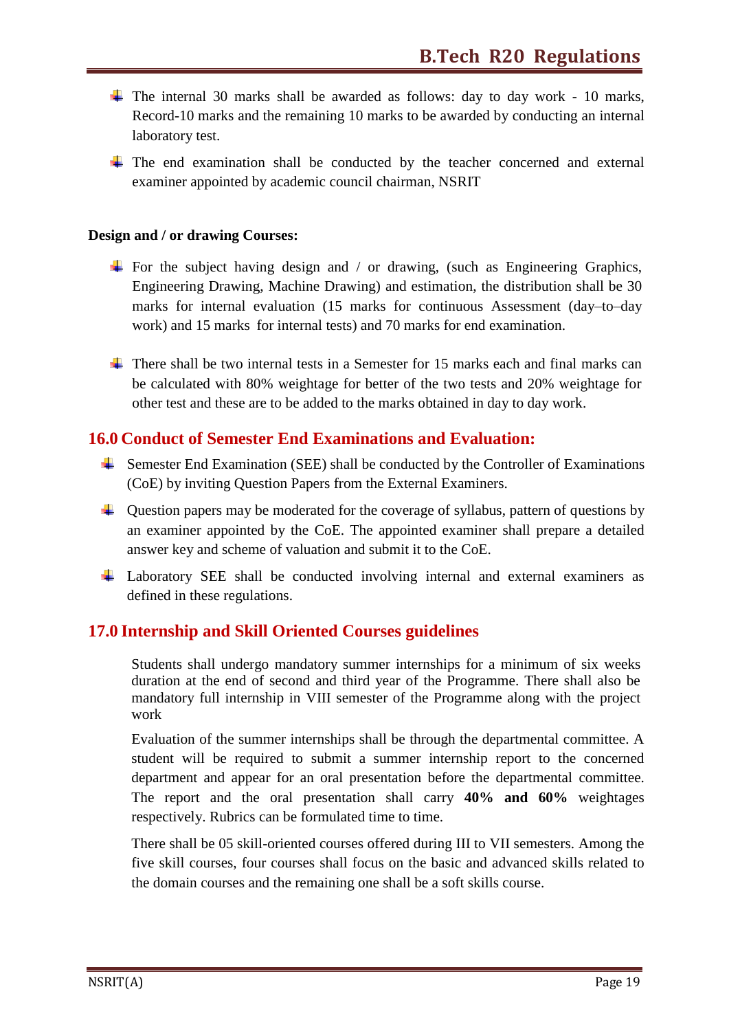- The internal 30 marks shall be awarded as follows: day to day work - 10 marks, Record-10 marks and the remaining 10 marks to be awarded by conducting an internal laboratory test.
- The end examination shall be conducted by the teacher concerned and external examiner appointed by academic council chairman, NSRIT

**Design and / or drawing Courses:**

- For the subject having design and / or drawing, (such as Engineering Graphics, Engineering Drawing, Machine Drawing) and estimation, the distribution shall be 30 marks for internal evaluation (15 marks for continuous Assessment (day–to–day work) and 15 marks for internal tests) and 70 marks for end examination.
- There shall be two internal tests in a Semester for 15 marks each and final marks can be calculated with 80% weightage for better of the two tests and 20% weightage for other test and these are to be added to the marks obtained in day to day work.

## 16.0 Conduct of Semester End Examinations and Evaluation:

- Semester End Examination (SEE) shall be conducted by the Controller of Examinations (CoE) by inviting Question Papers from the External Examiners.
- Question papers may be moderated for the coverage of syllabus, pattern of questions by an examiner appointed by the CoE. The appointed examiner shall prepare a detailed answer key and scheme of valuation and submit it to the CoE.
- Laboratory SEE shall be conducted involving internal and external examiners as defined in these regulations.

## 17.0 Internship and Skill Oriented Courses guidelines

Students shall undergo mandatory summer internships for a minimum of six weeks duration at the end of second and third year of the Programme. There shall also be mandatory full internship in VIII semester of the Programme along with the project work

Evaluation of the summer internships shall be through the departmental committee. A student will be required to submit a summer internship report to the concerned department and appear for an oral presentation before the departmental committee. The report and the oral presentation shall carry **40% and 60%** weightages respectively. Rubrics can be formulated time to time.

There shall be 05 skill-oriented courses offered during III to VII semesters. Among the five skill courses, four courses shall focus on the basic and advanced skills related to the domain courses and the remaining one shall be a soft skills course.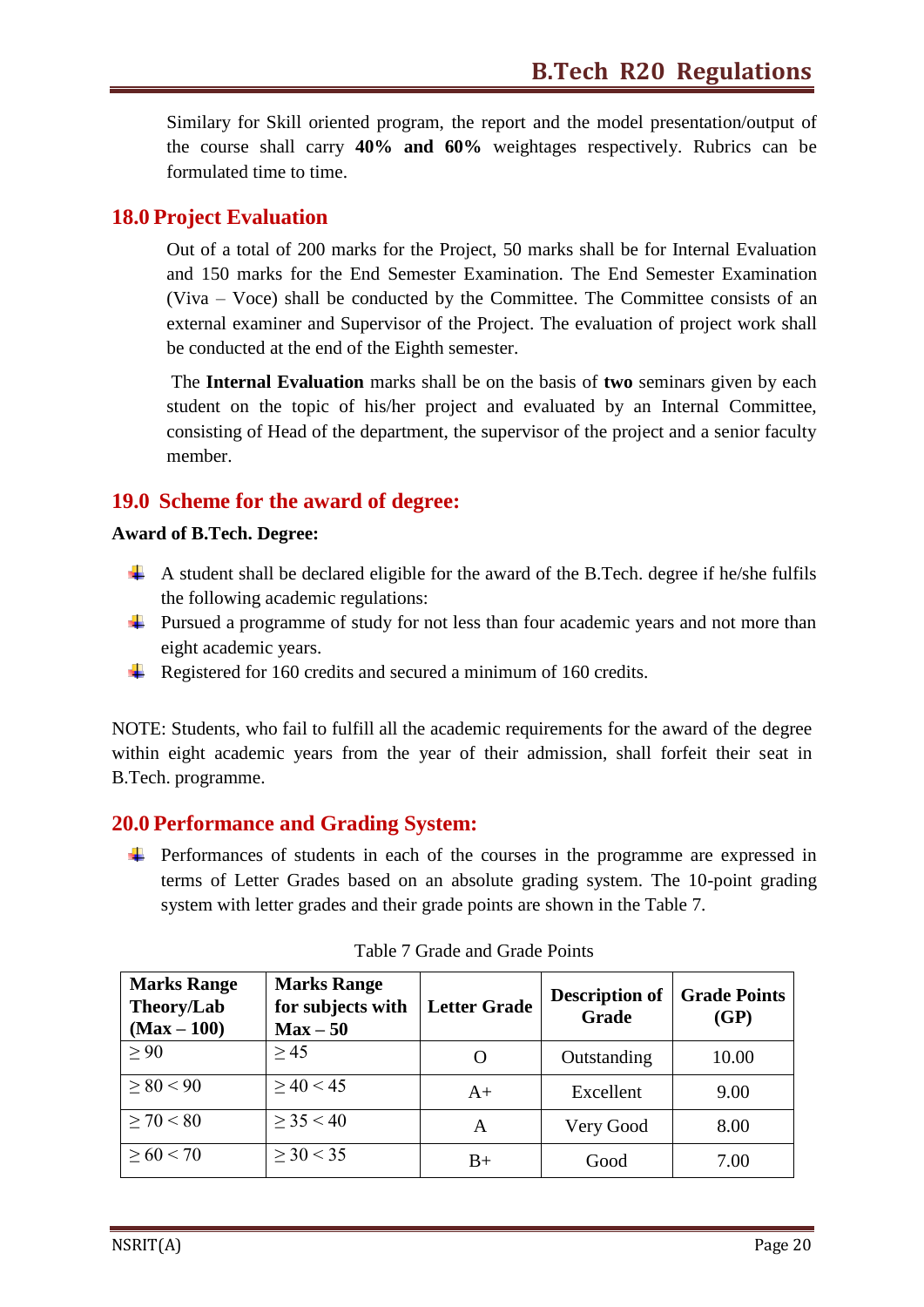Similary for Skill oriented program, the report and the model presentation/output of the course shall carry **40% and 60%** weightages respectively. Rubrics can be formulated time to time.

## 18.0 Project Evaluation

Out of a total of 200 marks for the Project, 50 marks shall be for Internal Evaluation and 150 marks for the End Semester Examination. The End Semester Examination (Viva – Voce) shall be conducted by the Committee. The Committee consists of an external examiner and Supervisor of the Project. The evaluation of project work shall be conducted at the end of the Eighth semester.

The **Internal Evaluation** marks shall be on the basis of **two** seminars given by each student on the topic of his/her project and evaluated by an Internal Committee, consisting of Head of the department, the supervisor of the project and a senior faculty member.

## 19.0 Scheme for the award of degree:

**Award of B.Tech. Degree:**

- A student shall be declared eligible for the award of the B.Tech. degree if he/she fulfils the following academic regulations:
- Pursued a programme of study for not less than four academic years and not more than eight academic years.
- Registered for 160 credits and secured a minimum of 160 credits.

NOTE: Students, who fail to fulfill all the academic requirements for the award of the degree within eight academic years from the year of their admission, shall forfeit their seat in B.Tech. programme.

## 20.0 Performance and Grading System:

- Performances of students in each of the courses in the programme are expressed in terms of Letter Grades based on an absolute grading system. The 10-point grading system with letter grades and their grade points are shown in the Table 7.

Table 7 Grade and Grade Points

| Marks Range Theory/Lab (Max – 100) | Marks Range for subjects with Max – 50 | Letter Grade | Description of Grade | Grade Points (GP) |
|---|---|---|---|---|
| $\geq 90$ | $\geq 45$ | O | Outstanding | 10.00 |
| $\geq 80 < 90$ | $\geq 40 < 45$ | A+ | Excellent | 9.00 |
| $\geq 70 < 80$ | $\geq 35 < 40$ | A | Very Good | 8.00 |
| $\geq 60 < 70$ | $\geq 30 < 35$ | B+ | Good | 7.00 |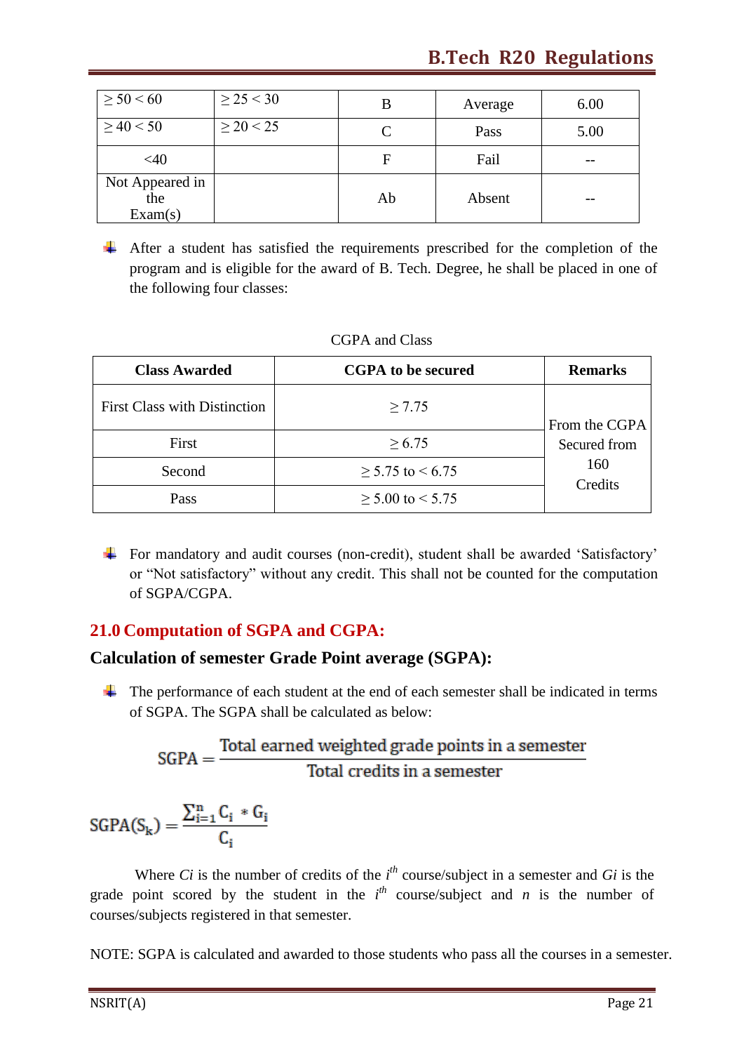| ≥ 50 < 60 | ≥ 25 < 30 | B | Average | 6.00 |
|---|---|---|---|---|
| ≥ 40 < 50 | ≥ 20 < 25 | C | Pass | 5.00 |
| <40 | | F | Fail | -- |
| Not Appeared in the Exam(s) | | Ab | Absent | -- |

- After a student has satisfied the requirements prescribed for the completion of the program and is eligible for the award of B. Tech. Degree, he shall be placed in one of the following four classes:

CGPA and Class

| Class Awarded | CGPA to be secured | Remarks |
|---|---|---|
| First Class with Distinction | ≥ 7.75 | From the CGPA Secured from 160 Credits |
| First | ≥ 6.75 | |
| Second | ≥ 5.75 to < 6.75 | |
| Pass | ≥ 5.00 to < 5.75 | |

- For mandatory and audit courses (non-credit), student shall be awarded 'Satisfactory' or "Not satisfactory" without any credit. This shall not be counted for the computation of SGPA/CGPA.

## 21.0 Computation of SGPA and CGPA:

### Calculation of semester Grade Point average (SGPA):

- The performance of each student at the end of each semester shall be indicated in terms of SGPA. The SGPA shall be calculated as below:

$$\text{SGPA} = \frac{\text{Total earned weighted grade points in a semester}}{\text{Total credits in a semester}}$$

$$\text{SGPA}(S_k) = \frac{\sum_{i=1}^{n} C_i * G_i}{C_i}$$

Where $C_i$ is the number of credits of the $i^{th}$ course/subject in a semester and $G_i$ is the grade point scored by the student in the $i^{th}$ course/subject and $n$ is the number of courses/subjects registered in that semester.

NOTE: SGPA is calculated and awarded to those students who pass all the courses in a semester.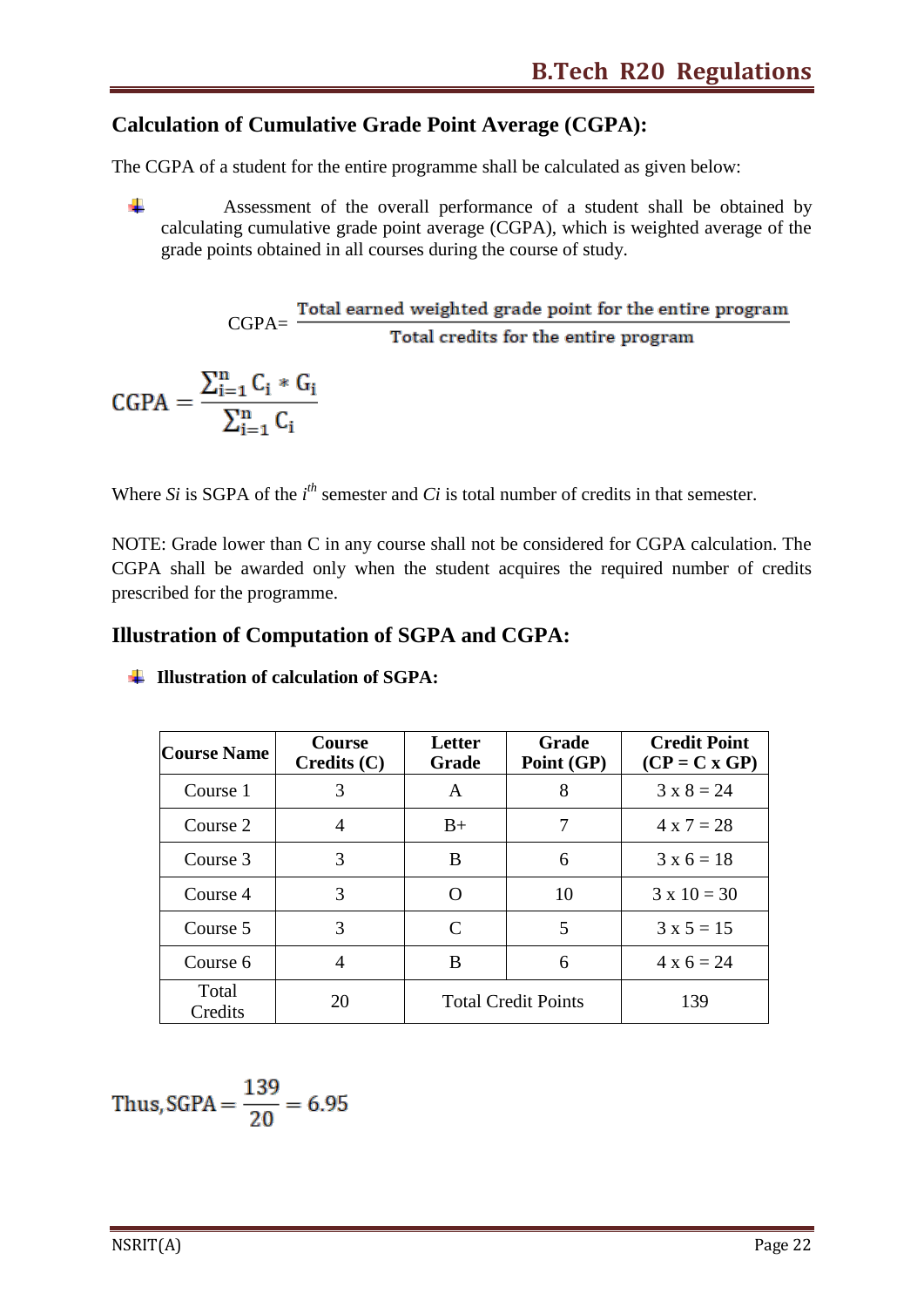## Calculation of Cumulative Grade Point Average (CGPA):

The CGPA of a student for the entire programme shall be calculated as given below:

- Assessment of the overall performance of a student shall be obtained by calculating cumulative grade point average (CGPA), which is weighted average of the grade points obtained in all courses during the course of study.

$$\text{CGPA}= \frac{\text{Total earned weighted grade point for the entire program}}{\text{Total credits for the entire program}}$$

$$\text{CGPA} = \frac{\sum_{i=1}^{n} C_i * G_i}{\sum_{i=1}^{n} C_i}$$

Where $S_i$ is SGPA of the $i^{th}$ semester and $C_i$ is total number of credits in that semester.

NOTE: Grade lower than C in any course shall not be considered for CGPA calculation. The CGPA shall be awarded only when the student acquires the required number of credits prescribed for the programme.

## Illustration of Computation of SGPA and CGPA:

- **Illustration of calculation of SGPA:**

| Course Name | Course Credits (C) | Letter Grade | Grade Point (GP) | Credit Point (CP = C x GP) |
|---|---|---|---|---|
| Course 1 | 3 | A | 8 | 3 x 8 = 24 |
| Course 2 | 4 | B+ | 7 | 4 x 7 = 28 |
| Course 3 | 3 | B | 6 | 3 x 6 = 18 |
| Course 4 | 3 | O | 10 | 3 x 10 = 30 |
| Course 5 | 3 | C | 5 | 3 x 5 = 15 |
| Course 6 | 4 | B | 6 | 4 x 6 = 24 |
| Total Credits | 20 | Total Credit Points | | 139 |

$$\text{Thus, SGPA} = \frac{139}{20} = 6.95$$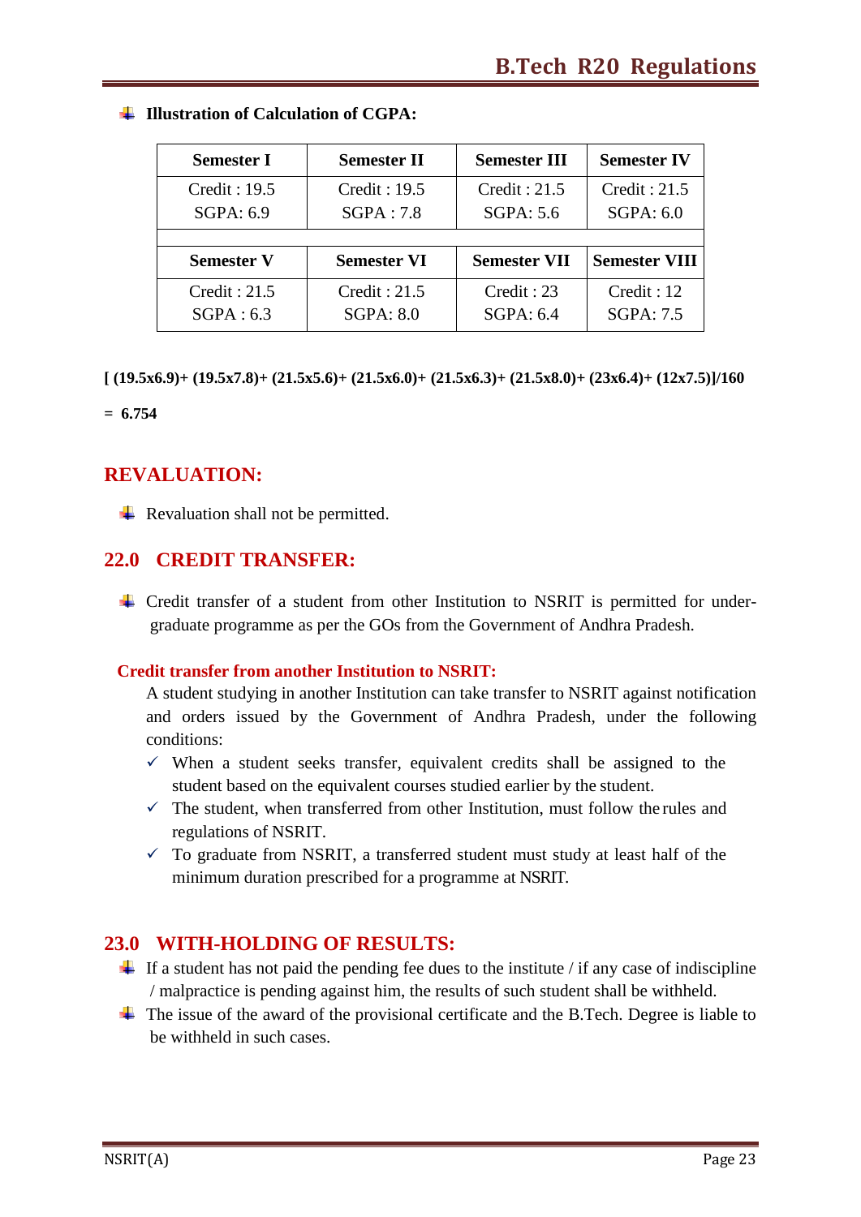- **Illustration of Calculation of CGPA:**

| Semester I | Semester II | Semester III | Semester IV |
|---|---|---|---|
| Credit : 19.5<br>SGPA: 6.9 | Credit : 19.5<br>SGPA : 7.8 | Credit : 21.5<br>SGPA: 5.6 | Credit : 21.5<br>SGPA: 6.0 |
| **Semester V** | **Semester VI** | **Semester VII** | **Semester VIII** |
| Credit : 21.5<br>SGPA : 6.3 | Credit : 21.5<br>SGPA: 8.0 | Credit : 23<br>SGPA: 6.4 | Credit : 12<br>SGPA: 7.5 |

**[ (19.5x6.9)+ (19.5x7.8)+ (21.5x5.6)+ (21.5x6.0)+ (21.5x6.3)+ (21.5x8.0)+ (23x6.4)+ (12x7.5)]/160**

**= 6.754**

## REVALUATION:

- Revaluation shall not be permitted.

## 22.0 CREDIT TRANSFER:

- Credit transfer of a student from other Institution to NSRIT is permitted for under-graduate programme as per the GOs from the Government of Andhra Pradesh.

### Credit transfer from another Institution to NSRIT:

A student studying in another Institution can take transfer to NSRIT against notification and orders issued by the Government of Andhra Pradesh, under the following conditions:

- ✓ When a student seeks transfer, equivalent credits shall be assigned to the student based on the equivalent courses studied earlier by the student.
- ✓ The student, when transferred from other Institution, must follow the rules and regulations of NSRIT.
- ✓ To graduate from NSRIT, a transferred student must study at least half of the minimum duration prescribed for a programme at NSRIT.

## 23.0 WITH-HOLDING OF RESULTS:

- If a student has not paid the pending fee dues to the institute / if any case of indiscipline / malpractice is pending against him, the results of such student shall be withheld.
- The issue of the award of the provisional certificate and the B.Tech. Degree is liable to be withheld in such cases.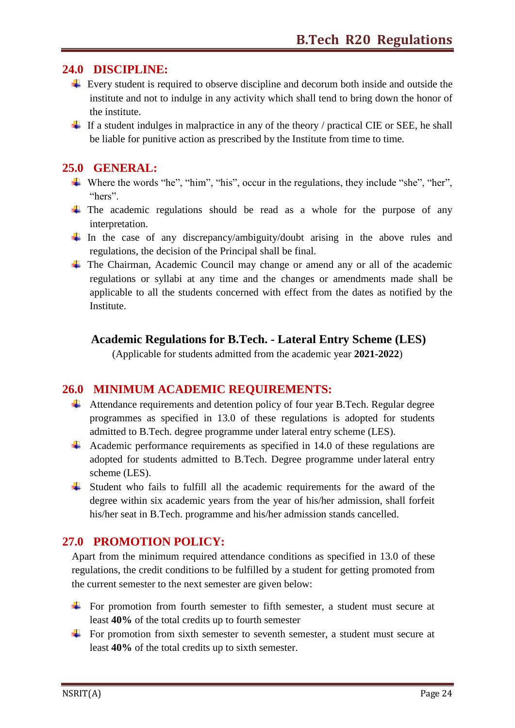## 24.0 DISCIPLINE:

- Every student is required to observe discipline and decorum both inside and outside the institute and not to indulge in any activity which shall tend to bring down the honor of the institute.
- If a student indulges in malpractice in any of the theory / practical CIE or SEE, he shall be liable for punitive action as prescribed by the Institute from time to time.

## 25.0 GENERAL:

- Where the words "he", "him", "his", occur in the regulations, they include "she", "her", "hers".
- The academic regulations should be read as a whole for the purpose of any interpretation.
- In the case of any discrepancy/ambiguity/doubt arising in the above rules and regulations, the decision of the Principal shall be final.
- The Chairman, Academic Council may change or amend any or all of the academic regulations or syllabi at any time and the changes or amendments made shall be applicable to all the students concerned with effect from the dates as notified by the Institute.

### Academic Regulations for B.Tech. - Lateral Entry Scheme (LES)

(Applicable for students admitted from the academic year **2021-2022**)

## 26.0 MINIMUM ACADEMIC REQUIREMENTS:

- Attendance requirements and detention policy of four year B.Tech. Regular degree programmes as specified in 13.0 of these regulations is adopted for students admitted to B.Tech. degree programme under lateral entry scheme (LES).
- Academic performance requirements as specified in 14.0 of these regulations are adopted for students admitted to B.Tech. Degree programme under lateral entry scheme (LES).
- Student who fails to fulfill all the academic requirements for the award of the degree within six academic years from the year of his/her admission, shall forfeit his/her seat in B.Tech. programme and his/her admission stands cancelled.

## 27.0 PROMOTION POLICY:

Apart from the minimum required attendance conditions as specified in 13.0 of these regulations, the credit conditions to be fulfilled by a student for getting promoted from the current semester to the next semester are given below:

- For promotion from fourth semester to fifth semester, a student must secure at least **40%** of the total credits up to fourth semester
- For promotion from sixth semester to seventh semester, a student must secure at least **40%** of the total credits up to sixth semester.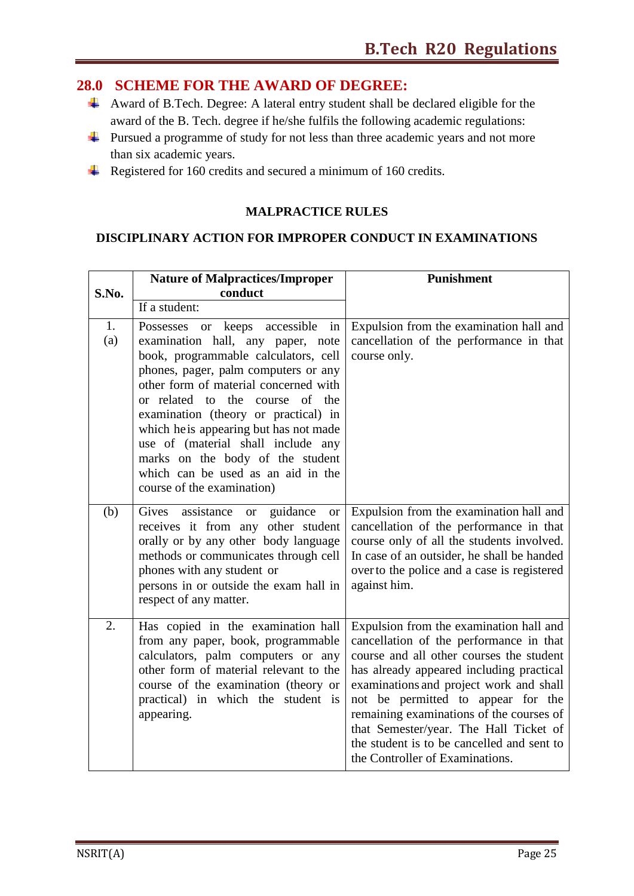## 28.0 SCHEME FOR THE AWARD OF DEGREE:

- Award of B.Tech. Degree: A lateral entry student shall be declared eligible for the award of the B. Tech. degree if he/she fulfils the following academic regulations:
- Pursued a programme of study for not less than three academic years and not more than six academic years.
- Registered for 160 credits and secured a minimum of 160 credits.

**MALPRACTICE RULES**

**DISCIPLINARY ACTION FOR IMPROPER CONDUCT IN EXAMINATIONS**

| S.No. | Nature of Malpractices/Improper conduct<br>If a student: | Punishment |
|---|---|---|
| 1. (a) | Possesses or keeps accessible in examination hall, any paper, note book, programmable calculators, cell phones, pager, palm computers or any other form of material concerned with or related to the course of the examination (theory or practical) in which he is appearing but has not made use of (material shall include any marks on the body of the student which can be used as an aid in the course of the examination) | Expulsion from the examination hall and cancellation of the performance in that course only. |
| (b) | Gives assistance or guidance or receives it from any other student orally or by any other body language methods or communicates through cell phones with any student or persons in or outside the exam hall in respect of any matter. | Expulsion from the examination hall and cancellation of the performance in that course only of all the students involved. In case of an outsider, he shall be handed over to the police and a case is registered against him. |
| 2. | Has copied in the examination hall from any paper, book, programmable calculators, palm computers or any other form of material relevant to the course of the examination (theory or practical) in which the student is appearing. | Expulsion from the examination hall and cancellation of the performance in that course and all other courses the student has already appeared including practical examinations and project work and shall not be permitted to appear for the remaining examinations of the courses of that Semester/year. The Hall Ticket of the student is to be cancelled and sent to the Controller of Examinations. |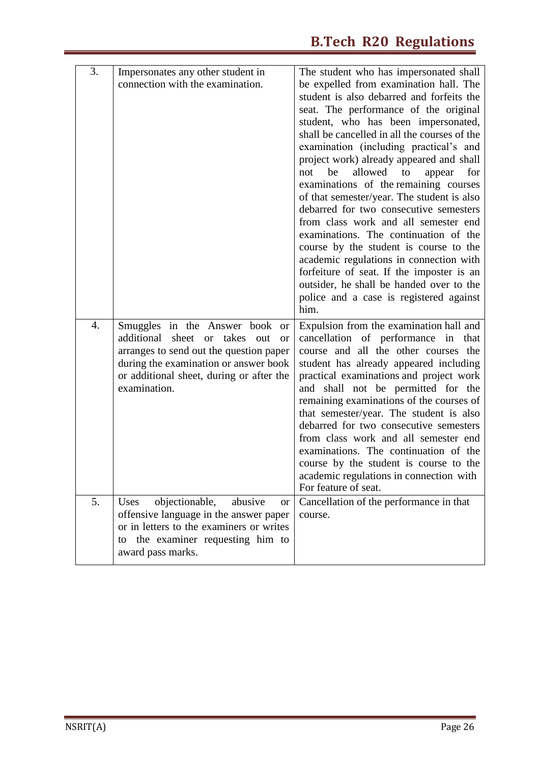| 3. | Impersonates any other student in connection with the examination. | The student who has impersonated shall be expelled from examination hall. The student is also debarred and forfeits the seat. The performance of the original student, who has been impersonated, shall be cancelled in all the courses of the examination (including practical's and project work) already appeared and shall not be allowed to appear for examinations of the remaining courses of that semester/year. The student is also debarred for two consecutive semesters from class work and all semester end examinations. The continuation of the course by the student is course to the academic regulations in connection with forfeiture of seat. If the imposter is an outsider, he shall be handed over to the police and a case is registered against him. |
|---|---|---|
| 4. | Smuggles in the Answer book or additional sheet or takes out or arranges to send out the question paper during the examination or answer book or additional sheet, during or after the examination. | Expulsion from the examination hall and cancellation of performance in that course and all the other courses the student has already appeared including practical examinations and project work and shall not be permitted for the remaining examinations of the courses of that semester/year. The student is also debarred for two consecutive semesters from class work and all semester end examinations. The continuation of the course by the student is course to the academic regulations in connection with For feature of seat. |
| 5. | Uses objectionable, abusive or offensive language in the answer paper or in letters to the examiners or writes to the examiner requesting him to award pass marks. | Cancellation of the performance in that course. |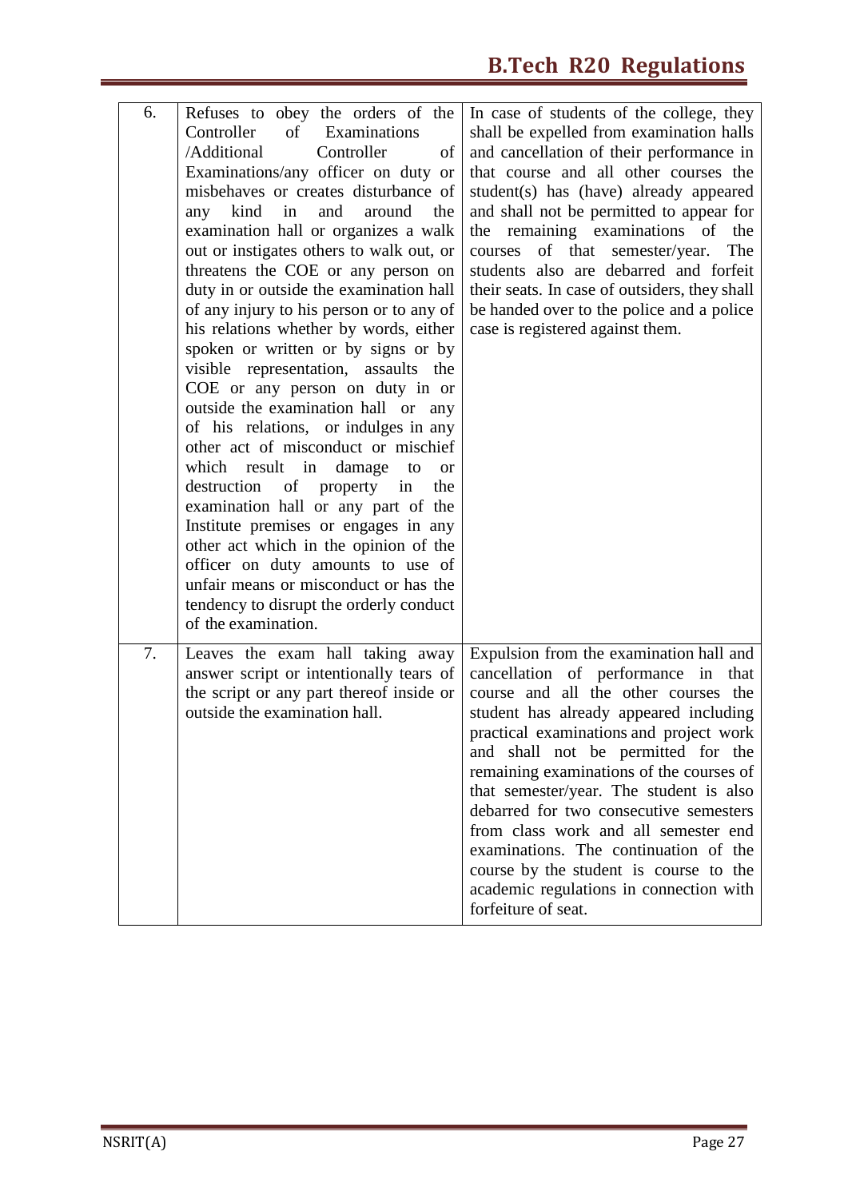| | | |
|---|---|---|
| 6. | Refuses to obey the orders of the Controller of Examinations /Additional Controller of Examinations/any officer on duty or misbehaves or creates disturbance of any kind in and around the examination hall or organizes a walk out or instigates others to walk out, or threatens the COE or any person on duty in or outside the examination hall of any injury to his person or to any of his relations whether by words, either spoken or written or by signs or by visible representation, assaults the COE or any person on duty in or outside the examination hall or any of his relations, or indulges in any other act of misconduct or mischief which result in damage to or destruction of property in the examination hall or any part of the Institute premises or engages in any other act which in the opinion of the officer on duty amounts to use of unfair means or misconduct or has the tendency to disrupt the orderly conduct of the examination. | In case of students of the college, they shall be expelled from examination halls and cancellation of their performance in that course and all other courses the student(s) has (have) already appeared and shall not be permitted to appear for the remaining examinations of the courses of that semester/year. The students also are debarred and forfeit their seats. In case of outsiders, they shall be handed over to the police and a police case is registered against them. |
| 7. | Leaves the exam hall taking away answer script or intentionally tears of the script or any part thereof inside or outside the examination hall. | Expulsion from the examination hall and cancellation of performance in that course and all the other courses the student has already appeared including practical examinations and project work and shall not be permitted for the remaining examinations of the courses of that semester/year. The student is also debarred for two consecutive semesters from class work and all semester end examinations. The continuation of the course by the student is course to the academic regulations in connection with forfeiture of seat. |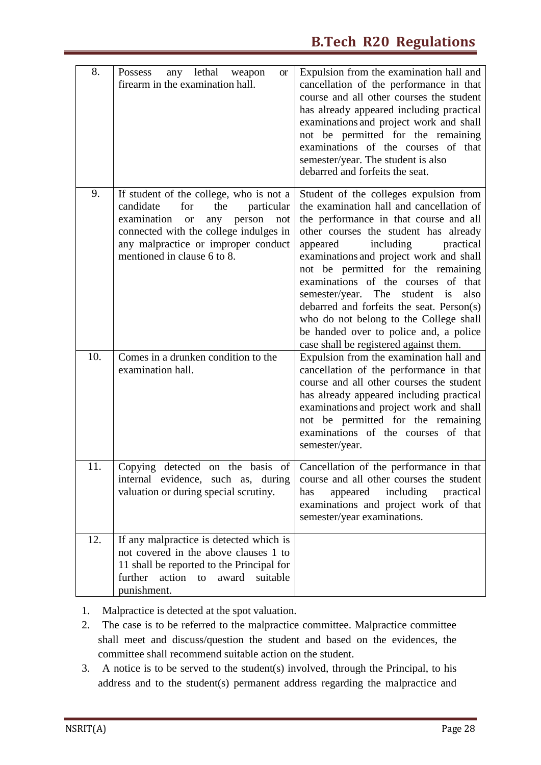| | | |
|---|---|---|
| 8. | Possess any lethal weapon or firearm in the examination hall. | Expulsion from the examination hall and cancellation of the performance in that course and all other courses the student has already appeared including practical examinations and project work and shall not be permitted for the remaining examinations of the courses of that semester/year. The student is also debarred and forfeits the seat. |
| 9. | If student of the college, who is not a candidate for the particular examination or any person not connected with the college indulges in any malpractice or improper conduct mentioned in clause 6 to 8. | Student of the colleges expulsion from the examination hall and cancellation of the performance in that course and all other courses the student has already appeared including practical examinations and project work and shall not be permitted for the remaining examinations of the courses of that semester/year. The student is also debarred and forfeits the seat. Person(s) who do not belong to the College shall be handed over to police and, a police case shall be registered against them. |
| 10. | Comes in a drunken condition to the examination hall. | Expulsion from the examination hall and cancellation of the performance in that course and all other courses the student has already appeared including practical examinations and project work and shall not be permitted for the remaining examinations of the courses of that semester/year. |
| 11. | Copying detected on the basis of internal evidence, such as, during valuation or during special scrutiny. | Cancellation of the performance in that course and all other courses the student has appeared including practical examinations and project work of that semester/year examinations. |
| 12. | If any malpractice is detected which is not covered in the above clauses 1 to 11 shall be reported to the Principal for further action to award suitable punishment. | |

1. Malpractice is detected at the spot valuation.
2. The case is to be referred to the malpractice committee. Malpractice committee shall meet and discuss/question the student and based on the evidences, the committee shall recommend suitable action on the student.
3. A notice is to be served to the student(s) involved, through the Principal, to his address and to the student(s) permanent address regarding the malpractice and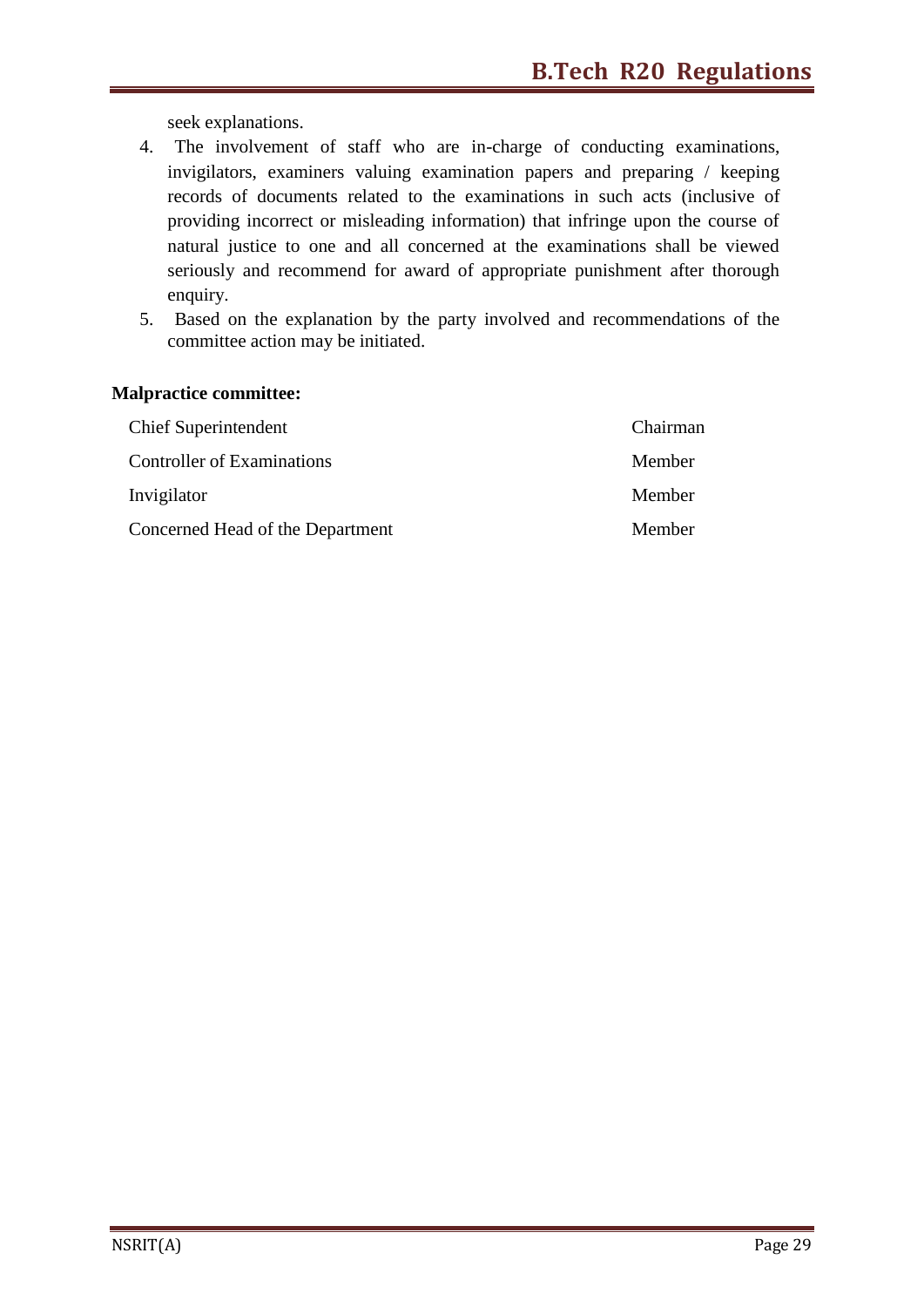seek explanations.

4. The involvement of staff who are in-charge of conducting examinations, invigilators, examiners valuing examination papers and preparing / keeping records of documents related to the examinations in such acts (inclusive of providing incorrect or misleading information) that infringe upon the course of natural justice to one and all concerned at the examinations shall be viewed seriously and recommend for award of appropriate punishment after thorough enquiry.
5. Based on the explanation by the party involved and recommendations of the committee action may be initiated.

**Malpractice committee:**

| | |
|---|---|
| Chief Superintendent | Chairman |
| Controller of Examinations | Member |
| Invigilator | Member |
| Concerned Head of the Department | Member |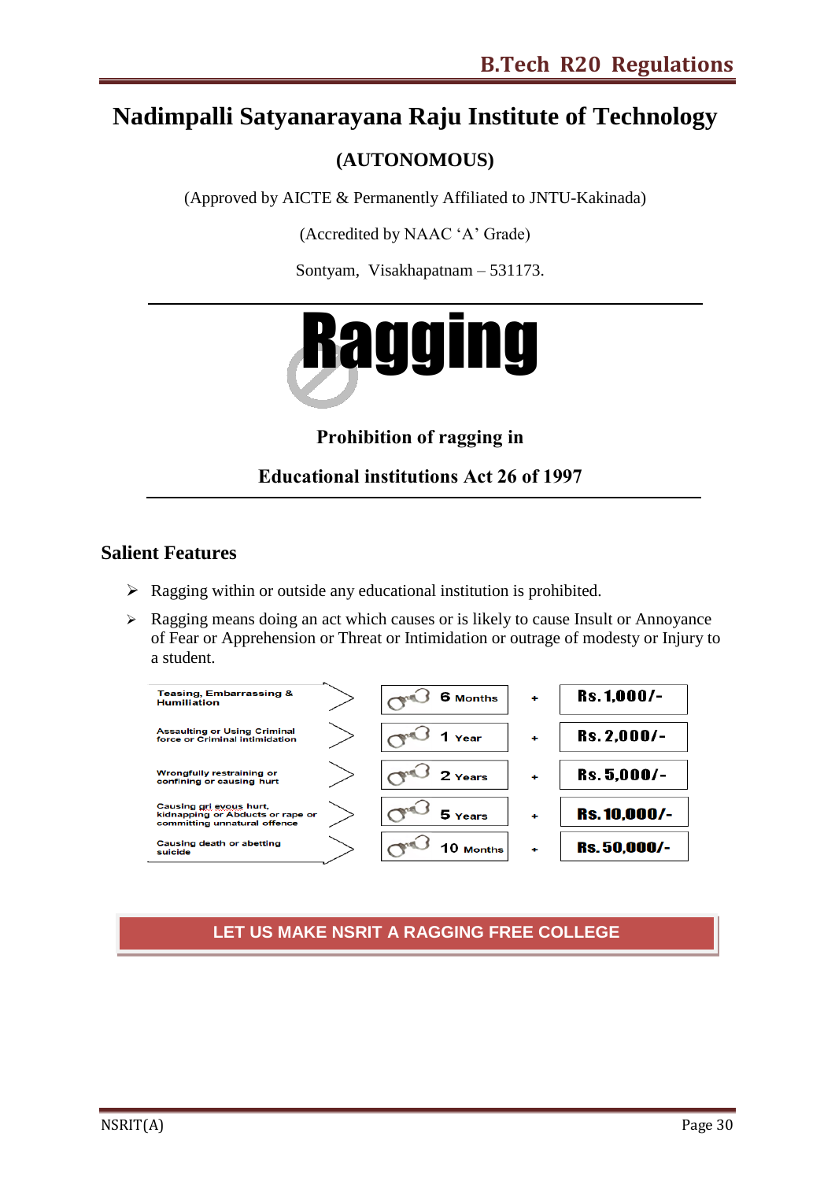# Nadimpalli Satyanarayana Raju Institute of Technology

## (AUTONOMOUS)

(Approved by AICTE & Permanently Affiliated to JNTU-Kakinada)

(Accredited by NAAC 'A' Grade)

Sontyam, Visakhapatnam – 531173.

# Ragging

**Prohibition of ragging in**

**Educational institutions Act 26 of 1997**

### Salient Features

- Ragging within or outside any educational institution is prohibited.
- Ragging means doing an act which causes or is likely to cause Insult or Annoyance of Fear or Apprehension or Threat or Intimidation or outrage of modesty or Injury to a student.

| | | | |
|---|---|---|---|
| Teasing, Embarrassing & Humiliation | 6 Months | + | Rs. 1,000/- |
| Assaulting or Using Criminal force or Criminal intimidation | 1 Year | + | Rs. 2,000/- |
| Wrongfully restraining or confining or causing hurt | 2 Years | + | Rs. 5,000/- |
| Causing gri evous hurt, kidnapping or Abducts or rape or committing unnatural offence | 5 Years | + | Rs. 10,000/- |
| Causing death or abetting suicide | 10 Months | + | Rs. 50,000/- |

**LET US MAKE NSRIT A RAGGING FREE COLLEGE**